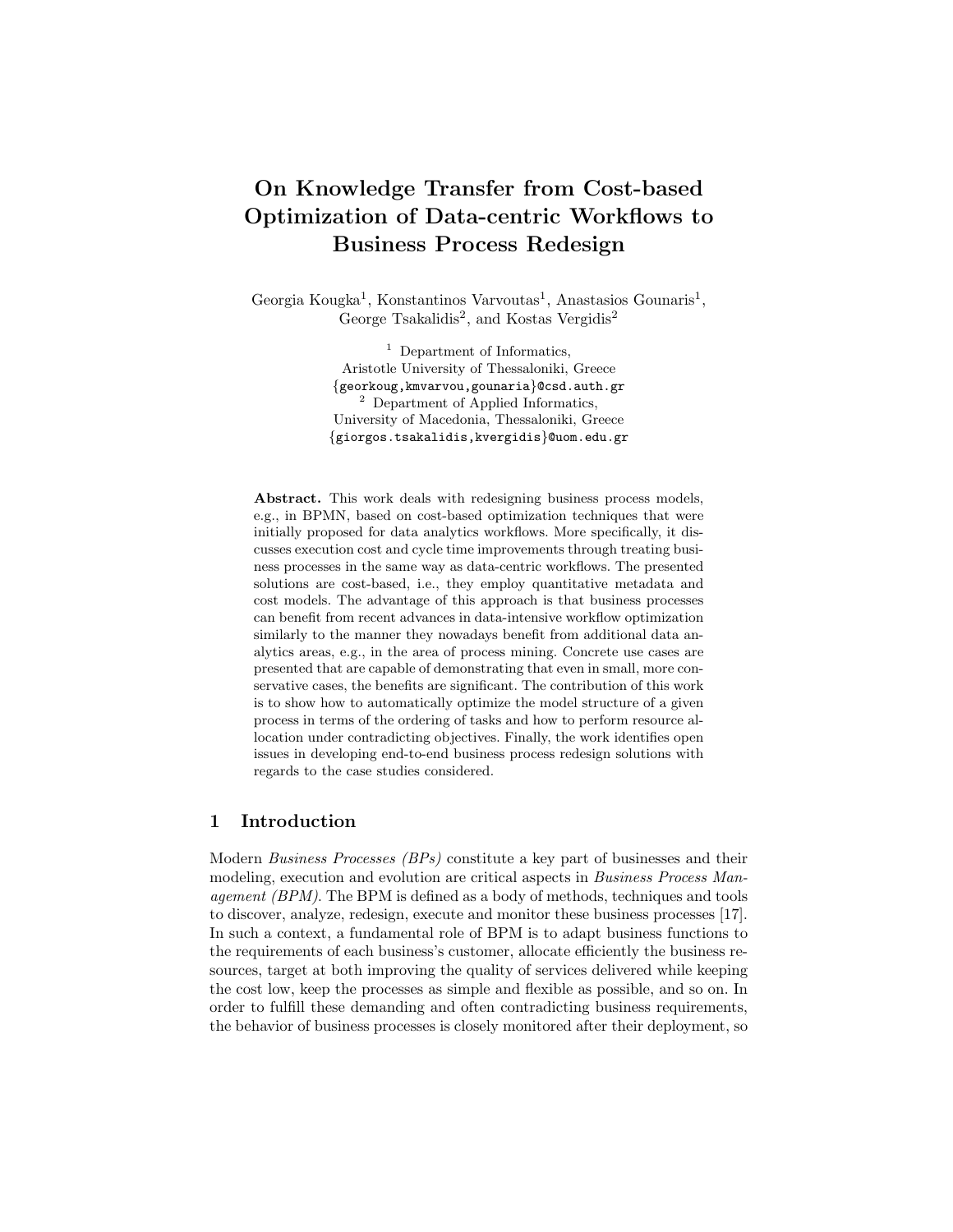# On Knowledge Transfer from Cost-based Optimization of Data-centric Workflows to Business Process Redesign

Georgia Kougka[1], Konstantinos Varvoutas[1], Anastasios Gounaris[1], George Tsakalidis[2], and Kostas Vergidis[2]

[1] Department of Informatics,
Aristotle University of Thessaloniki, Greece
{georkoug,kmvarvou,gounaria}@csd.auth.gr
[2] Department of Applied Informatics,
University of Macedonia, Thessaloniki, Greece
{giorgos.tsakalidis,kvergidis}@uom.edu.gr

**Abstract.** This work deals with redesigning business process models, e.g., in BPMN, based on cost-based optimization techniques that were initially proposed for data analytics workflows. More specifically, it discusses execution cost and cycle time improvements through treating business processes in the same way as data-centric workflows. The presented solutions are cost-based, i.e., they employ quantitative metadata and cost models. The advantage of this approach is that business processes can benefit from recent advances in data-intensive workflow optimization similarly to the manner they nowadays benefit from additional data analytics areas, e.g., in the area of process mining. Concrete use cases are presented that are capable of demonstrating that even in small, more conservative cases, the benefits are significant. The contribution of this work is to show how to automatically optimize the model structure of a given process in terms of the ordering of tasks and how to perform resource allocation under contradicting objectives. Finally, the work identifies open issues in developing end-to-end business process redesign solutions with regards to the case studies considered.

## 1 Introduction

Modern *Business Processes (BPs)* constitute a key part of businesses and their modeling, execution and evolution are critical aspects in *Business Process Management (BPM)*. The BPM is defined as a body of methods, techniques and tools to discover, analyze, redesign, execute and monitor these business processes [17]. In such a context, a fundamental role of BPM is to adapt business functions to the requirements of each business's customer, allocate efficiently the business resources, target at both improving the quality of services delivered while keeping the cost low, keep the processes as simple and flexible as possible, and so on. In order to fulfill these demanding and often contradicting business requirements, the behavior of business processes is closely monitored after their deployment, so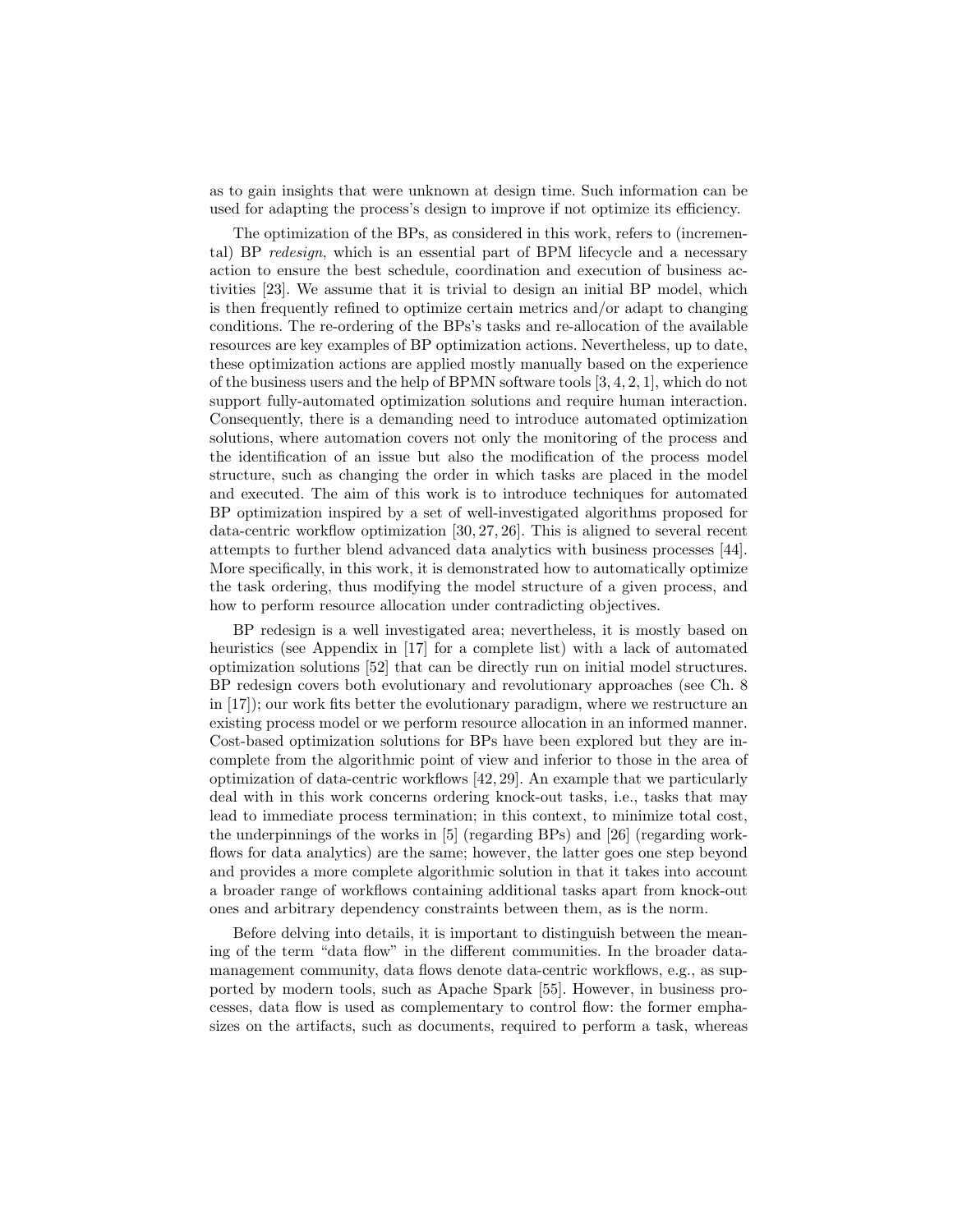as to gain insights that were unknown at design time. Such information can be used for adapting the process's design to improve if not optimize its efficiency.

The optimization of the BPs, as considered in this work, refers to (incremental) BP *redesign*, which is an essential part of BPM lifecycle and a necessary action to ensure the best schedule, coordination and execution of business activities [23]. We assume that it is trivial to design an initial BP model, which is then frequently refined to optimize certain metrics and/or adapt to changing conditions. The re-ordering of the BPs's tasks and re-allocation of the available resources are key examples of BP optimization actions. Nevertheless, up to date, these optimization actions are applied mostly manually based on the experience of the business users and the help of BPMN software tools [3, 4, 2, 1], which do not support fully-automated optimization solutions and require human interaction. Consequently, there is a demanding need to introduce automated optimization solutions, where automation covers not only the monitoring of the process and the identification of an issue but also the modification of the process model structure, such as changing the order in which tasks are placed in the model and executed. The aim of this work is to introduce techniques for automated BP optimization inspired by a set of well-investigated algorithms proposed for data-centric workflow optimization [30, 27, 26]. This is aligned to several recent attempts to further blend advanced data analytics with business processes [44]. More specifically, in this work, it is demonstrated how to automatically optimize the task ordering, thus modifying the model structure of a given process, and how to perform resource allocation under contradicting objectives.

BP redesign is a well investigated area; nevertheless, it is mostly based on heuristics (see Appendix in [17] for a complete list) with a lack of automated optimization solutions [52] that can be directly run on initial model structures. BP redesign covers both evolutionary and revolutionary approaches (see Ch. 8 in [17]); our work fits better the evolutionary paradigm, where we restructure an existing process model or we perform resource allocation in an informed manner. Cost-based optimization solutions for BPs have been explored but they are incomplete from the algorithmic point of view and inferior to those in the area of optimization of data-centric workflows [42, 29]. An example that we particularly deal with in this work concerns ordering knock-out tasks, i.e., tasks that may lead to immediate process termination; in this context, to minimize total cost, the underpinnings of the works in [5] (regarding BPs) and [26] (regarding workflows for data analytics) are the same; however, the latter goes one step beyond and provides a more complete algorithmic solution in that it takes into account a broader range of workflows containing additional tasks apart from knock-out ones and arbitrary dependency constraints between them, as is the norm.

Before delving into details, it is important to distinguish between the meaning of the term "data flow" in the different communities. In the broader data-management community, data flows denote data-centric workflows, e.g., as supported by modern tools, such as Apache Spark [55]. However, in business processes, data flow is used as complementary to control flow: the former emphasizes on the artifacts, such as documents, required to perform a task, whereas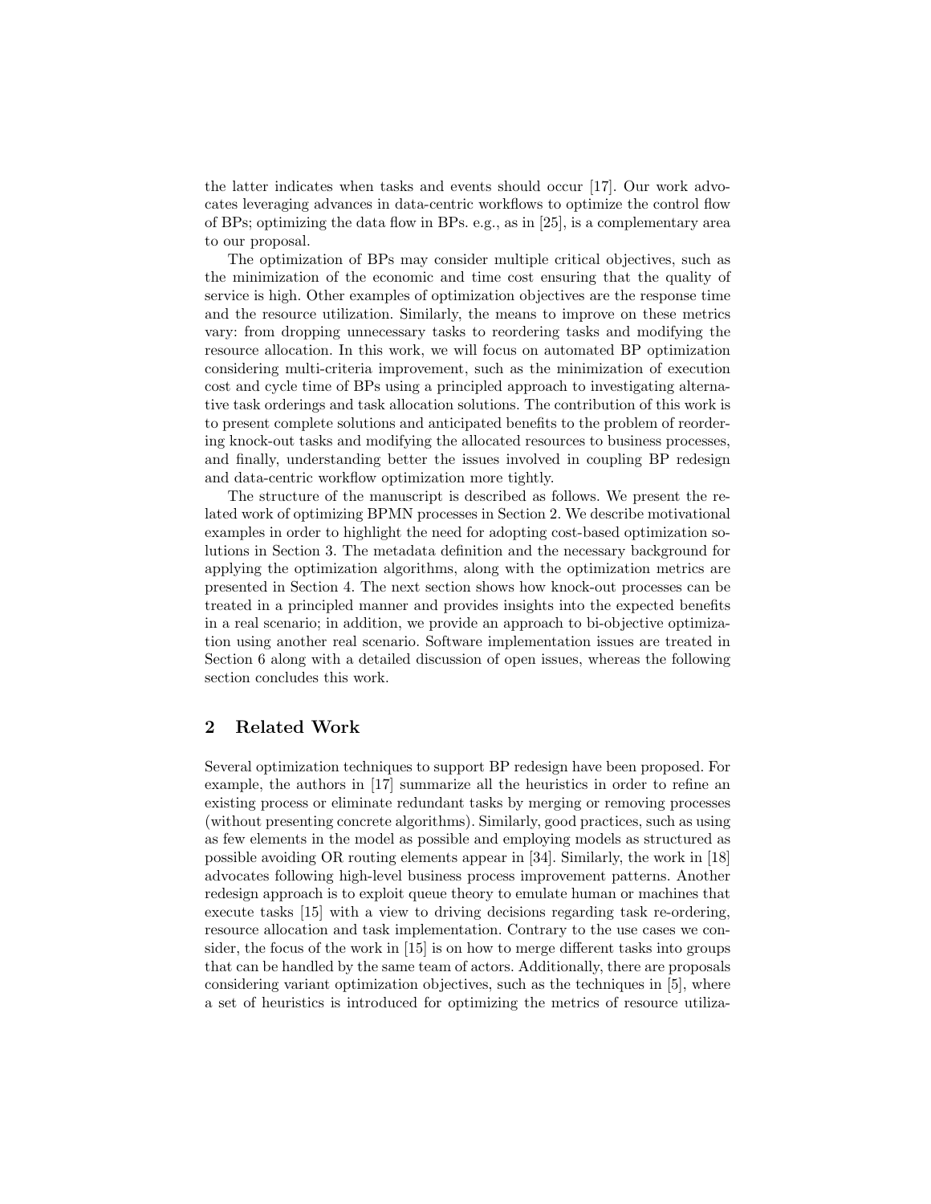the latter indicates when tasks and events should occur [17]. Our work advocates leveraging advances in data-centric workflows to optimize the control flow of BPs; optimizing the data flow in BPs. e.g., as in [25], is a complementary area to our proposal.

The optimization of BPs may consider multiple critical objectives, such as the minimization of the economic and time cost ensuring that the quality of service is high. Other examples of optimization objectives are the response time and the resource utilization. Similarly, the means to improve on these metrics vary: from dropping unnecessary tasks to reordering tasks and modifying the resource allocation. In this work, we will focus on automated BP optimization considering multi-criteria improvement, such as the minimization of execution cost and cycle time of BPs using a principled approach to investigating alternative task orderings and task allocation solutions. The contribution of this work is to present complete solutions and anticipated benefits to the problem of reordering knock-out tasks and modifying the allocated resources to business processes, and finally, understanding better the issues involved in coupling BP redesign and data-centric workflow optimization more tightly.

The structure of the manuscript is described as follows. We present the related work of optimizing BPMN processes in Section 2. We describe motivational examples in order to highlight the need for adopting cost-based optimization solutions in Section 3. The metadata definition and the necessary background for applying the optimization algorithms, along with the optimization metrics are presented in Section 4. The next section shows how knock-out processes can be treated in a principled manner and provides insights into the expected benefits in a real scenario; in addition, we provide an approach to bi-objective optimization using another real scenario. Software implementation issues are treated in Section 6 along with a detailed discussion of open issues, whereas the following section concludes this work.

## 2 Related Work

Several optimization techniques to support BP redesign have been proposed. For example, the authors in [17] summarize all the heuristics in order to refine an existing process or eliminate redundant tasks by merging or removing processes (without presenting concrete algorithms). Similarly, good practices, such as using as few elements in the model as possible and employing models as structured as possible avoiding OR routing elements appear in [34]. Similarly, the work in [18] advocates following high-level business process improvement patterns. Another redesign approach is to exploit queue theory to emulate human or machines that execute tasks [15] with a view to driving decisions regarding task re-ordering, resource allocation and task implementation. Contrary to the use cases we consider, the focus of the work in [15] is on how to merge different tasks into groups that can be handled by the same team of actors. Additionally, there are proposals considering variant optimization objectives, such as the techniques in [5], where a set of heuristics is introduced for optimizing the metrics of resource utiliza-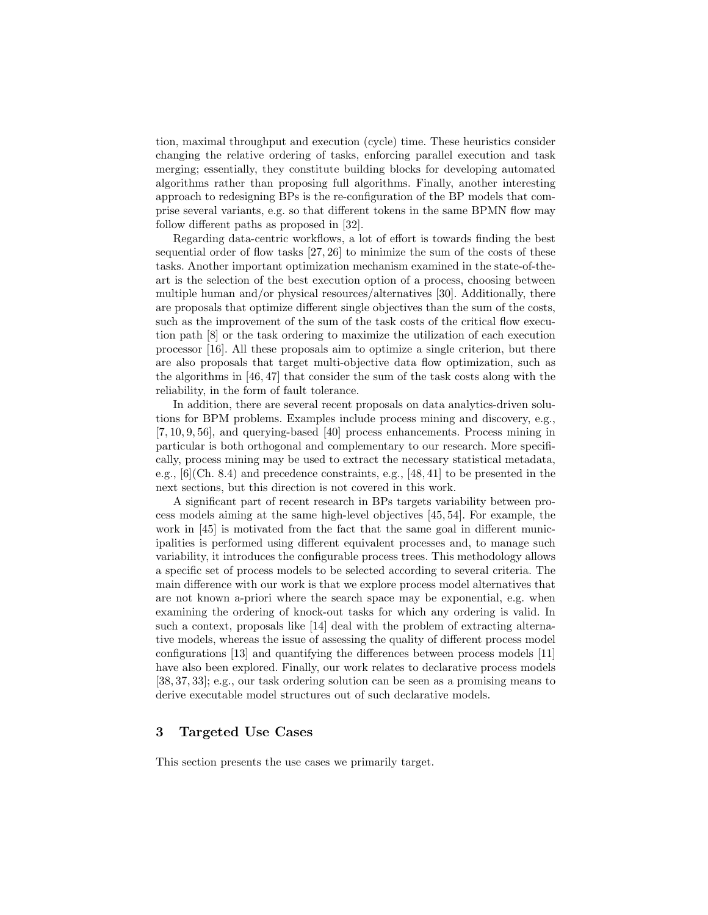tion, maximal throughput and execution (cycle) time. These heuristics consider changing the relative ordering of tasks, enforcing parallel execution and task merging; essentially, they constitute building blocks for developing automated algorithms rather than proposing full algorithms. Finally, another interesting approach to redesigning BPs is the re-configuration of the BP models that comprise several variants, e.g. so that different tokens in the same BPMN flow may follow different paths as proposed in [32].

Regarding data-centric workflows, a lot of effort is towards finding the best sequential order of flow tasks [27, 26] to minimize the sum of the costs of these tasks. Another important optimization mechanism examined in the state-of-the-art is the selection of the best execution option of a process, choosing between multiple human and/or physical resources/alternatives [30]. Additionally, there are proposals that optimize different single objectives than the sum of the costs, such as the improvement of the sum of the task costs of the critical flow execution path [8] or the task ordering to maximize the utilization of each execution processor [16]. All these proposals aim to optimize a single criterion, but there are also proposals that target multi-objective data flow optimization, such as the algorithms in [46, 47] that consider the sum of the task costs along with the reliability, in the form of fault tolerance.

In addition, there are several recent proposals on data analytics-driven solutions for BPM problems. Examples include process mining and discovery, e.g., [7, 10, 9, 56], and querying-based [40] process enhancements. Process mining in particular is both orthogonal and complementary to our research. More specifically, process mining may be used to extract the necessary statistical metadata, e.g., [6](Ch. 8.4) and precedence constraints, e.g., [48, 41] to be presented in the next sections, but this direction is not covered in this work.

A significant part of recent research in BPs targets variability between process models aiming at the same high-level objectives [45, 54]. For example, the work in [45] is motivated from the fact that the same goal in different municipalities is performed using different equivalent processes and, to manage such variability, it introduces the configurable process trees. This methodology allows a specific set of process models to be selected according to several criteria. The main difference with our work is that we explore process model alternatives that are not known a-priori where the search space may be exponential, e.g. when examining the ordering of knock-out tasks for which any ordering is valid. In such a context, proposals like [14] deal with the problem of extracting alternative models, whereas the issue of assessing the quality of different process model configurations [13] and quantifying the differences between process models [11] have also been explored. Finally, our work relates to declarative process models [38, 37, 33]; e.g., our task ordering solution can be seen as a promising means to derive executable model structures out of such declarative models.

## 3 Targeted Use Cases

This section presents the use cases we primarily target.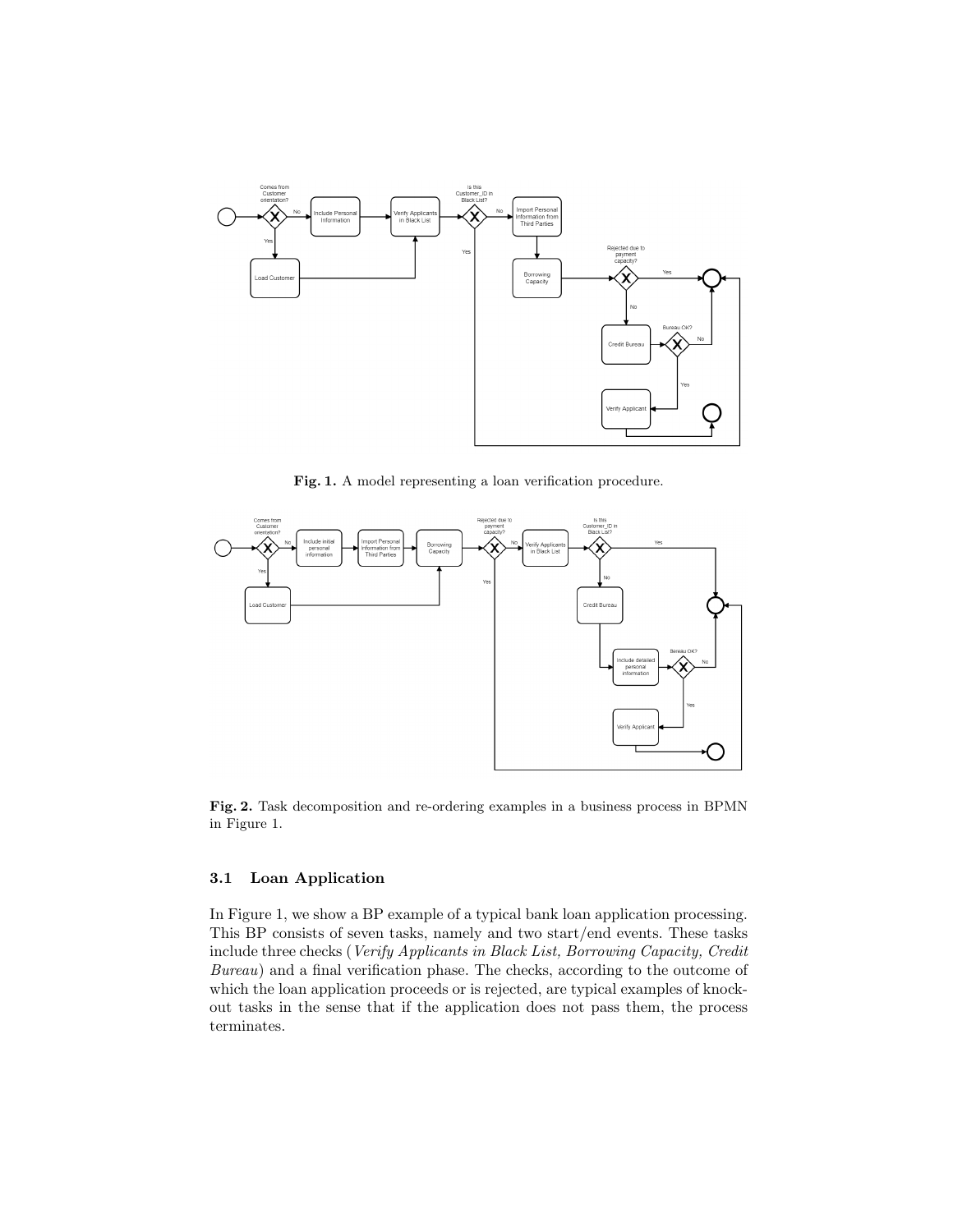**Fig. 1.** A model representing a loan verification procedure.

**Fig. 2.** Task decomposition and re-ordering examples in a business process in BPMN in Figure 1.

### 3.1 Loan Application

In Figure 1, we show a BP example of a typical bank loan application processing. This BP consists of seven tasks, namely and two start/end events. These tasks include three checks (*Verify Applicants in Black List, Borrowing Capacity, Credit Bureau*) and a final verification phase. The checks, according to the outcome of which the loan application proceeds or is rejected, are typical examples of knock-out tasks in the sense that if the application does not pass them, the process terminates.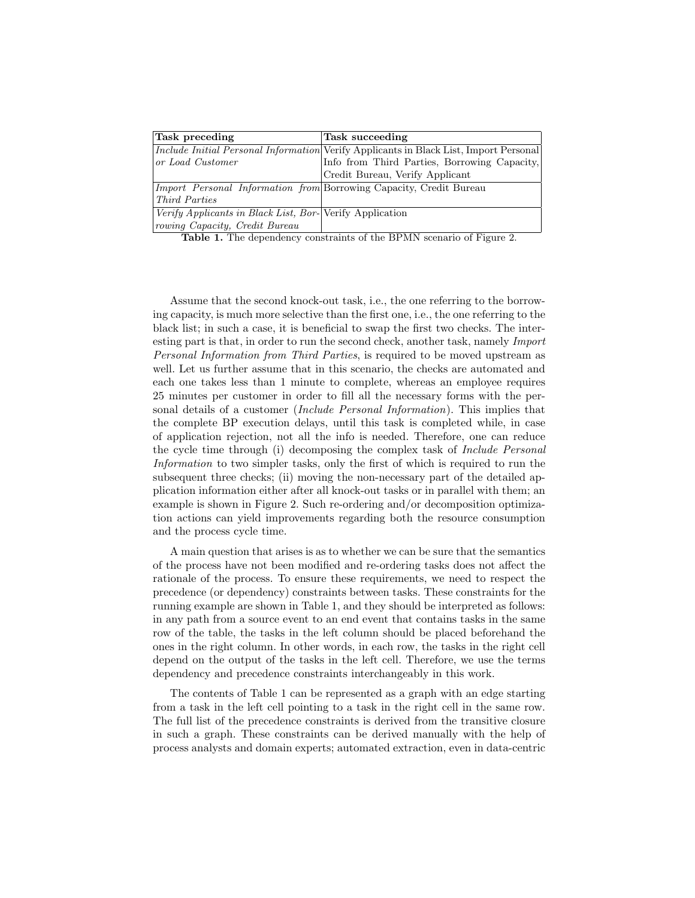| **Task preceding** | **Task succeeding** |
|---|---|
| *Include Initial Personal Information or Load Customer* | Verify Applicants in Black List, Import Personal Info from Third Parties, Borrowing Capacity, Credit Bureau, Verify Applicant |
| *Import Personal Information from Third Parties* | Borrowing Capacity, Credit Bureau |
| *Verify Applicants in Black List, Borrowing Capacity, Credit Bureau* | Verify Application |

**Table 1.** The dependency constraints of the BPMN scenario of Figure 2.

Assume that the second knock-out task, i.e., the one referring to the borrowing capacity, is much more selective than the first one, i.e., the one referring to the black list; in such a case, it is beneficial to swap the first two checks. The interesting part is that, in order to run the second check, another task, namely *Import Personal Information from Third Parties*, is required to be moved upstream as well. Let us further assume that in this scenario, the checks are automated and each one takes less than 1 minute to complete, whereas an employee requires 25 minutes per customer in order to fill all the necessary forms with the personal details of a customer (*Include Personal Information*). This implies that the complete BP execution delays, until this task is completed while, in case of application rejection, not all the info is needed. Therefore, one can reduce the cycle time through (i) decomposing the complex task of *Include Personal Information* to two simpler tasks, only the first of which is required to run the subsequent three checks; (ii) moving the non-necessary part of the detailed application information either after all knock-out tasks or in parallel with them; an example is shown in Figure 2. Such re-ordering and/or decomposition optimization actions can yield improvements regarding both the resource consumption and the process cycle time.

A main question that arises is as to whether we can be sure that the semantics of the process have not been modified and re-ordering tasks does not affect the rationale of the process. To ensure these requirements, we need to respect the precedence (or dependency) constraints between tasks. These constraints for the running example are shown in Table 1, and they should be interpreted as follows: in any path from a source event to an end event that contains tasks in the same row of the table, the tasks in the left column should be placed beforehand the ones in the right column. In other words, in each row, the tasks in the right cell depend on the output of the tasks in the left cell. Therefore, we use the terms dependency and precedence constraints interchangeably in this work.

The contents of Table 1 can be represented as a graph with an edge starting from a task in the left cell pointing to a task in the right cell in the same row. The full list of the precedence constraints is derived from the transitive closure in such a graph. These constraints can be derived manually with the help of process analysts and domain experts; automated extraction, even in data-centric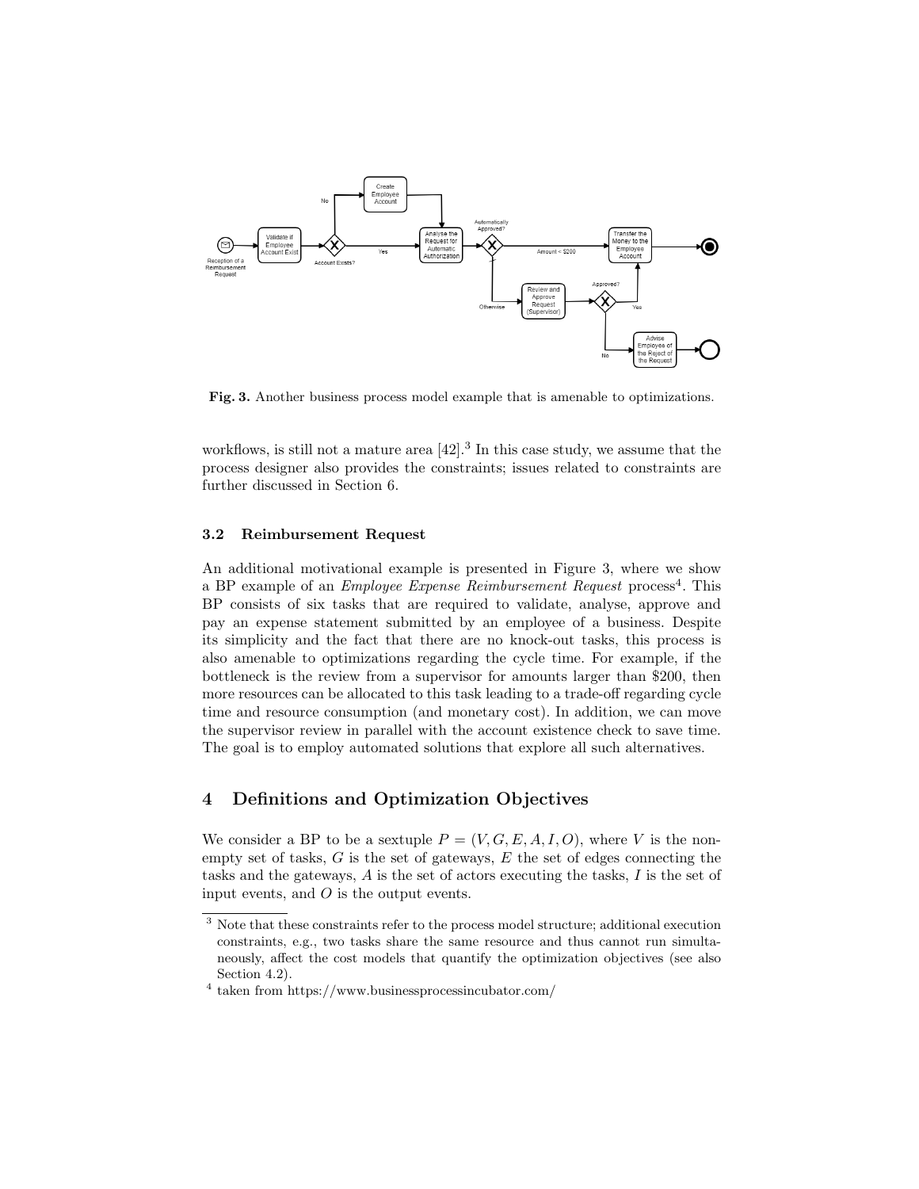Fig. 3. Another business process model example that is amenable to optimizations.

workflows, is still not a mature area [42].[3] In this case study, we assume that the process designer also provides the constraints; issues related to constraints are further discussed in Section 6.

### 3.2 Reimbursement Request

An additional motivational example is presented in Figure 3, where we show a BP example of an *Employee Expense Reimbursement Request* process[4]. This BP consists of six tasks that are required to validate, analyse, approve and pay an expense statement submitted by an employee of a business. Despite its simplicity and the fact that there are no knock-out tasks, this process is also amenable to optimizations regarding the cycle time. For example, if the bottleneck is the review from a supervisor for amounts larger than $200, then more resources can be allocated to this task leading to a trade-off regarding cycle time and resource consumption (and monetary cost). In addition, we can move the supervisor review in parallel with the account existence check to save time. The goal is to employ automated solutions that explore all such alternatives.

## 4 Definitions and Optimization Objectives

We consider a BP to be a sextuple $P = (V, G, E, A, I, O)$, where $V$ is the non-empty set of tasks, $G$ is the set of gateways, $E$ the set of edges connecting the tasks and the gateways, $A$ is the set of actors executing the tasks, $I$ is the set of input events, and $O$ is the output events.

[3] Note that these constraints refer to the process model structure; additional execution constraints, e.g., two tasks share the same resource and thus cannot run simultaneously, affect the cost models that quantify the optimization objectives (see also Section 4.2).

[4] taken from https://www.businessprocessincubator.com/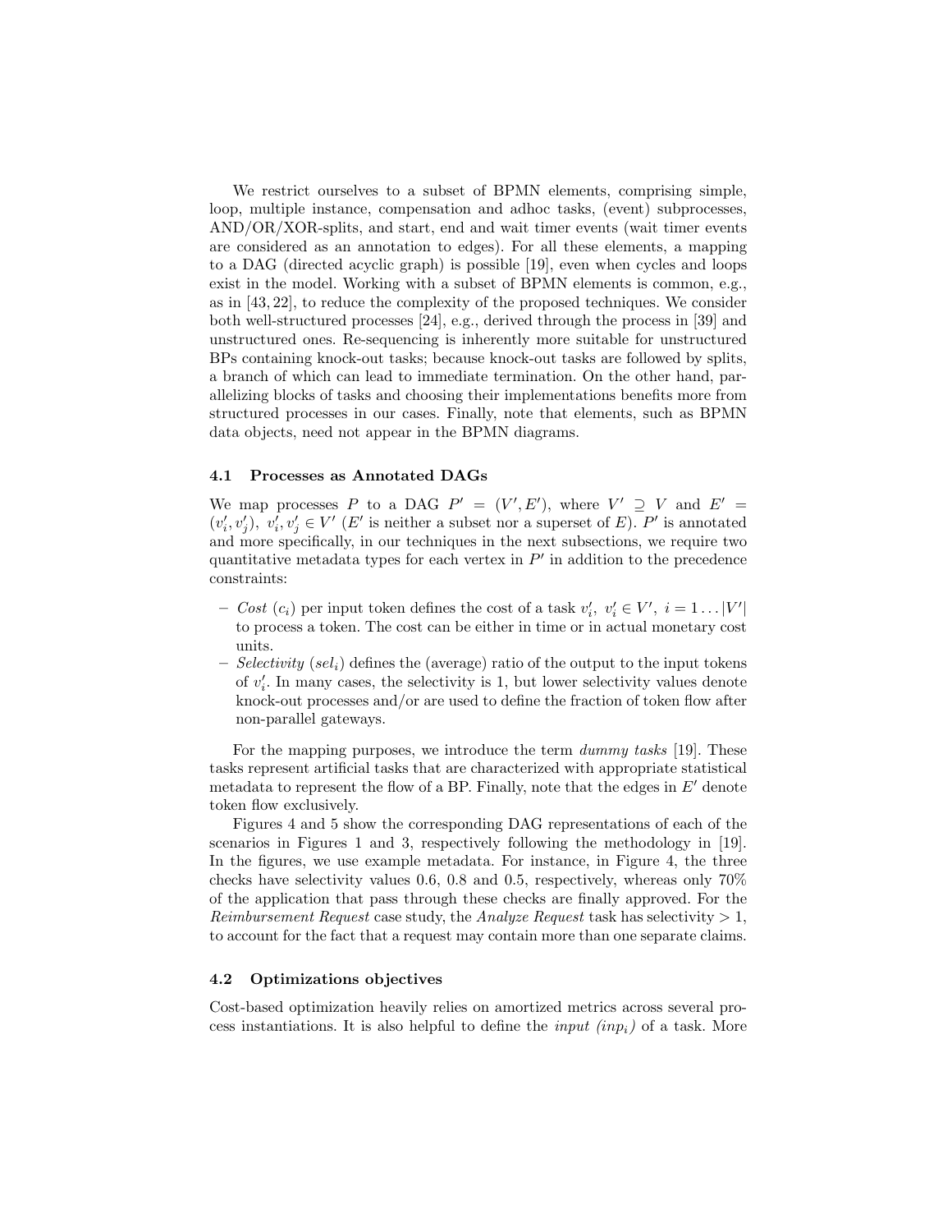We restrict ourselves to a subset of BPMN elements, comprising simple, loop, multiple instance, compensation and adhoc tasks, (event) subprocesses, AND/OR/XOR-splits, and start, end and wait timer events (wait timer events are considered as an annotation to edges). For all these elements, a mapping to a DAG (directed acyclic graph) is possible [19], even when cycles and loops exist in the model. Working with a subset of BPMN elements is common, e.g., as in [43, 22], to reduce the complexity of the proposed techniques. We consider both well-structured processes [24], e.g., derived through the process in [39] and unstructured ones. Re-sequencing is inherently more suitable for unstructured BPs containing knock-out tasks; because knock-out tasks are followed by splits, a branch of which can lead to immediate termination. On the other hand, parallelizing blocks of tasks and choosing their implementations benefits more from structured processes in our cases. Finally, note that elements, such as BPMN data objects, need not appear in the BPMN diagrams.

### 4.1 Processes as Annotated DAGs

We map processes $P$ to a DAG $P' = (V', E')$, where $V' \supseteq V$ and $E' = (v'_i, v'_j),\ v'_i, v'_j \in V'$ ($E'$ is neither a subset nor a superset of $E$). $P'$ is annotated and more specifically, in our techniques in the next subsections, we require two quantitative metadata types for each vertex in $P'$ in addition to the precedence constraints:

- *Cost* ($c_i$) per input token defines the cost of a task $v'_i,\ v'_i \in V',\ i = 1 \ldots |V'|$ to process a token. The cost can be either in time or in actual monetary cost units.
- *Selectivity* ($sel_i$) defines the (average) ratio of the output to the input tokens of $v'_i$. In many cases, the selectivity is 1, but lower selectivity values denote knock-out processes and/or are used to define the fraction of token flow after non-parallel gateways.

For the mapping purposes, we introduce the term *dummy tasks* [19]. These tasks represent artificial tasks that are characterized with appropriate statistical metadata to represent the flow of a BP. Finally, note that the edges in $E'$ denote token flow exclusively.

Figures 4 and 5 show the corresponding DAG representations of each of the scenarios in Figures 1 and 3, respectively following the methodology in [19]. In the figures, we use example metadata. For instance, in Figure 4, the three checks have selectivity values 0.6, 0.8 and 0.5, respectively, whereas only 70% of the application that pass through these checks are finally approved. For the *Reimbursement Request* case study, the *Analyze Request* task has selectivity $> 1$, to account for the fact that a request may contain more than one separate claims.

### 4.2 Optimizations objectives

Cost-based optimization heavily relies on amortized metrics across several process instantiations. It is also helpful to define the *input ($inp_i$)* of a task. More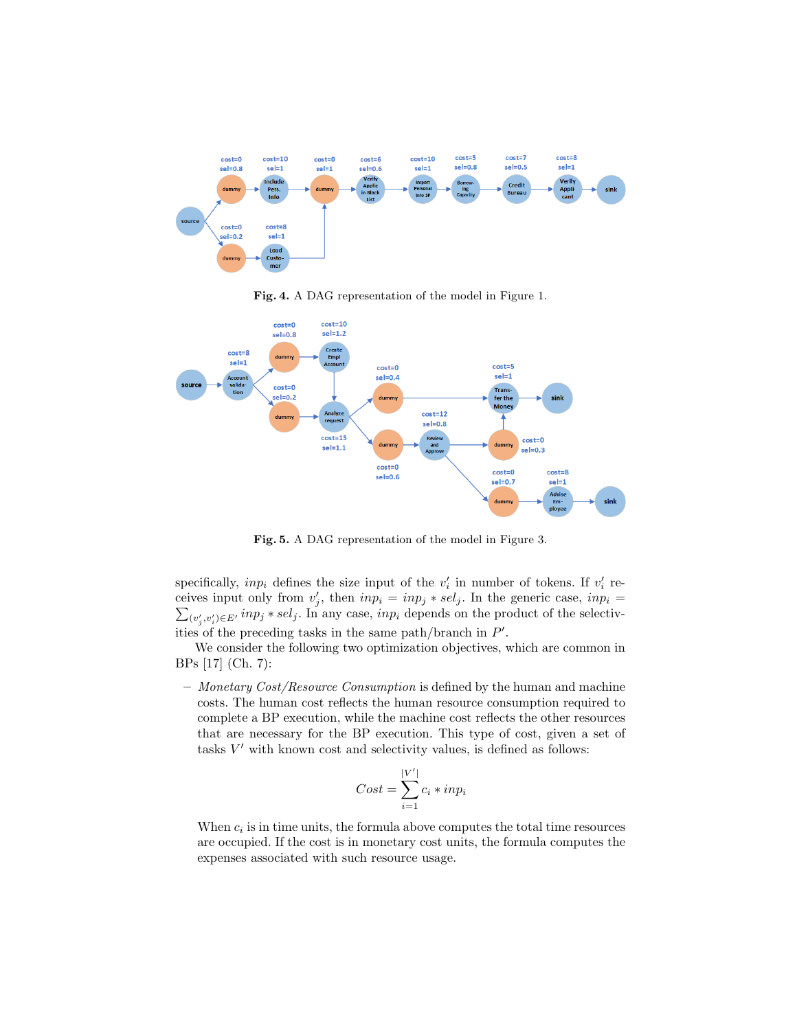**Fig. 4.** A DAG representation of the model in Figure 1.

**Fig. 5.** A DAG representation of the model in Figure 3.

specifically, $inp_i$ defines the size input of the $v'_i$ in number of tokens. If $v'_i$ receives input only from $v'_j$, then $inp_i = inp_j * sel_j$. In the generic case, $inp_i = \sum_{(v'_j, v'_i) \in E'} inp_j * sel_j$. In any case, $inp_i$ depends on the product of the selectivities of the preceding tasks in the same path/branch in $P'$.

We consider the following two optimization objectives, which are common in BPs [17] (Ch. 7):

– *Monetary Cost/Resource Consumption* is defined by the human and machine costs. The human cost reflects the human resource consumption required to complete a BP execution, while the machine cost reflects the other resources that are necessary for the BP execution. This type of cost, given a set of tasks $V'$ with known cost and selectivity values, is defined as follows:

$$Cost = \sum_{i=1}^{|V'|} c_i * inp_i$$

When $c_i$ is in time units, the formula above computes the total time resources are occupied. If the cost is in monetary cost units, the formula computes the expenses associated with such resource usage.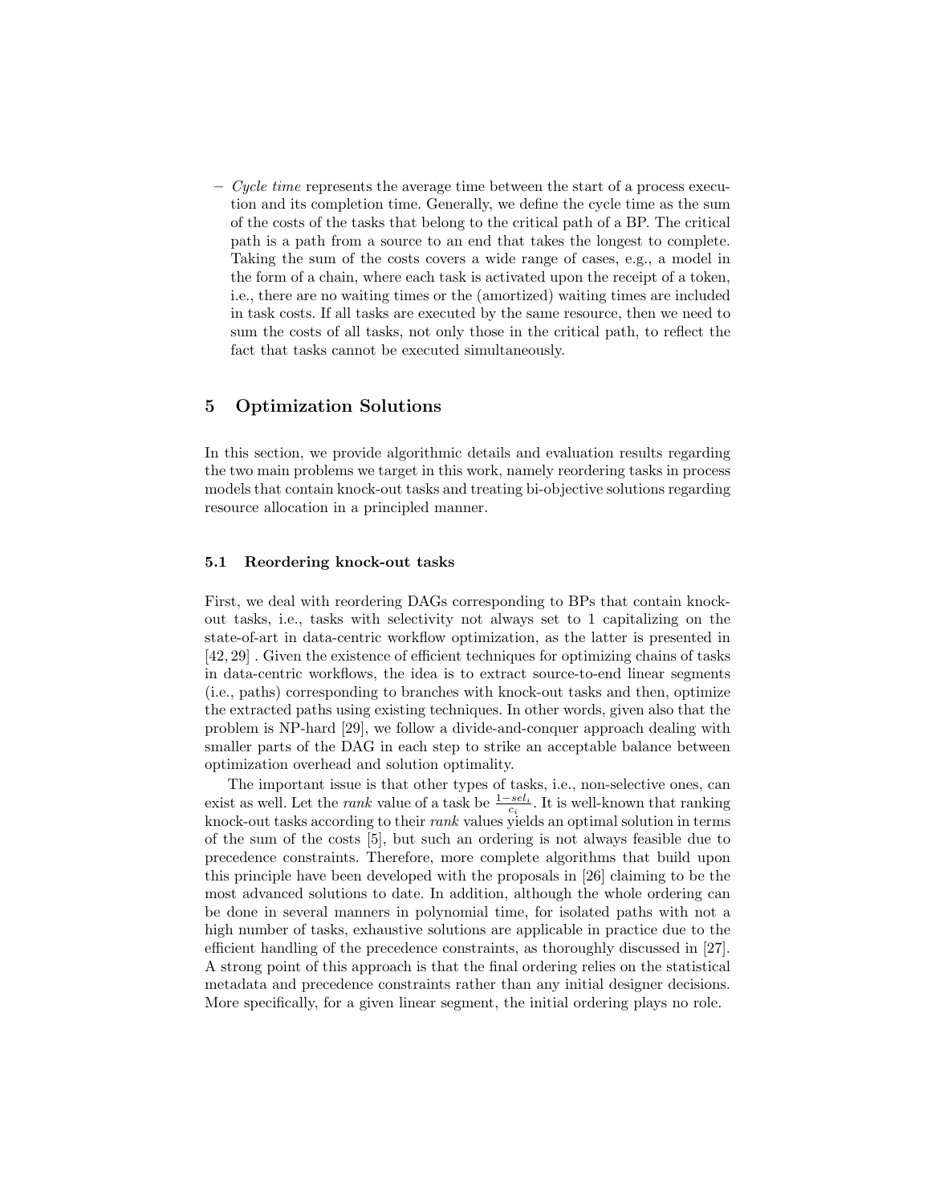- *Cycle time* represents the average time between the start of a process execution and its completion time. Generally, we define the cycle time as the sum of the costs of the tasks that belong to the critical path of a BP. The critical path is a path from a source to an end that takes the longest to complete. Taking the sum of the costs covers a wide range of cases, e.g., a model in the form of a chain, where each task is activated upon the receipt of a token, i.e., there are no waiting times or the (amortized) waiting times are included in task costs. If all tasks are executed by the same resource, then we need to sum the costs of all tasks, not only those in the critical path, to reflect the fact that tasks cannot be executed simultaneously.

## 5 Optimization Solutions

In this section, we provide algorithmic details and evaluation results regarding the two main problems we target in this work, namely reordering tasks in process models that contain knock-out tasks and treating bi-objective solutions regarding resource allocation in a principled manner.

### 5.1 Reordering knock-out tasks

First, we deal with reordering DAGs corresponding to BPs that contain knock-out tasks, i.e., tasks with selectivity not always set to 1 capitalizing on the state-of-art in data-centric workflow optimization, as the latter is presented in [42, 29] . Given the existence of efficient techniques for optimizing chains of tasks in data-centric workflows, the idea is to extract source-to-end linear segments (i.e., paths) corresponding to branches with knock-out tasks and then, optimize the extracted paths using existing techniques. In other words, given also that the problem is NP-hard [29], we follow a divide-and-conquer approach dealing with smaller parts of the DAG in each step to strike an acceptable balance between optimization overhead and solution optimality.

The important issue is that other types of tasks, i.e., non-selective ones, can exist as well. Let the *rank* value of a task be $\frac{1-sel_i}{c_i}$. It is well-known that ranking knock-out tasks according to their *rank* values yields an optimal solution in terms of the sum of the costs [5], but such an ordering is not always feasible due to precedence constraints. Therefore, more complete algorithms that build upon this principle have been developed with the proposals in [26] claiming to be the most advanced solutions to date. In addition, although the whole ordering can be done in several manners in polynomial time, for isolated paths with not a high number of tasks, exhaustive solutions are applicable in practice due to the efficient handling of the precedence constraints, as thoroughly discussed in [27]. A strong point of this approach is that the final ordering relies on the statistical metadata and precedence constraints rather than any initial designer decisions. More specifically, for a given linear segment, the initial ordering plays no role.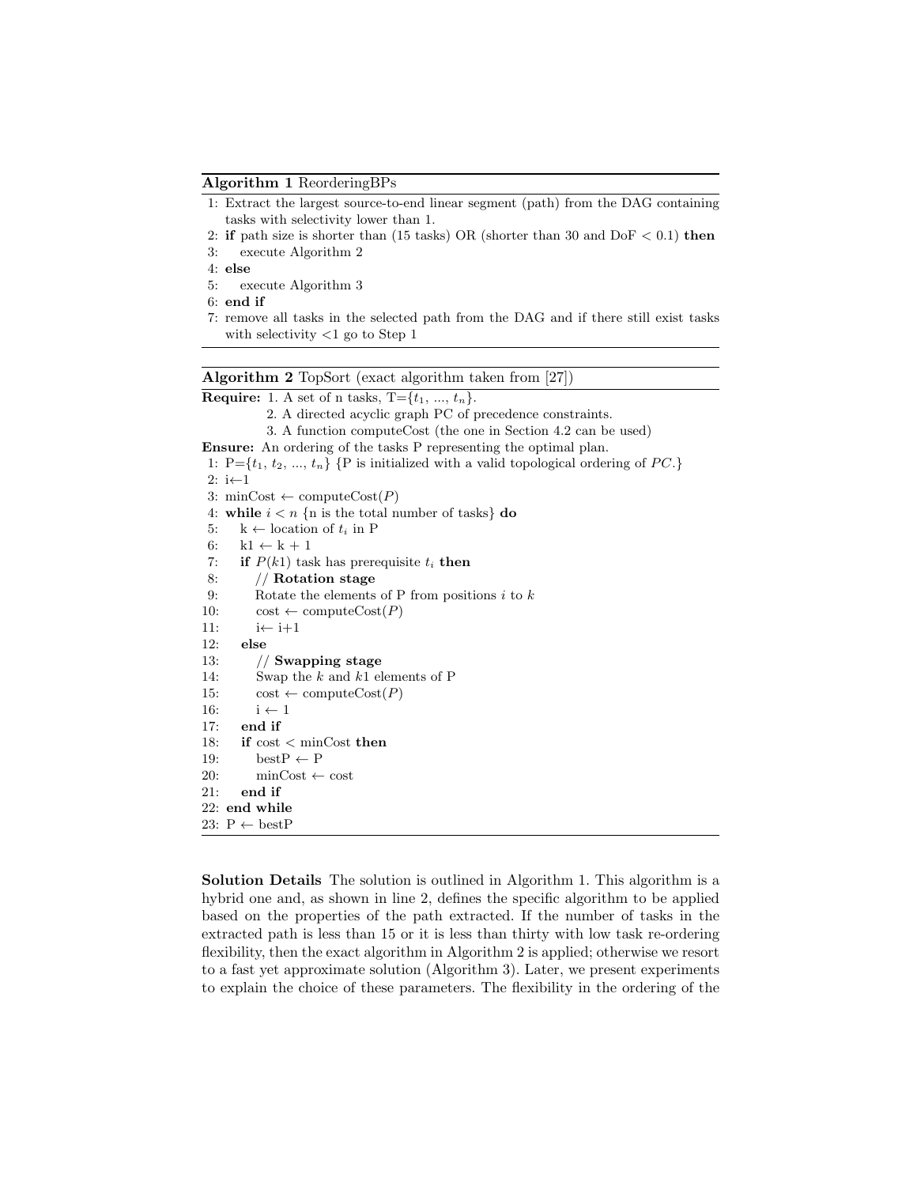**Algorithm 1** ReorderingBPs

```
1: Extract the largest source-to-end linear segment (path) from the DAG containing
   tasks with selectivity lower than 1.
2: if path size is shorter than (15 tasks) OR (shorter than 30 and DoF < 0.1) then
3:    execute Algorithm 2
4: else
5:    execute Algorithm 3
6: end if
7: remove all tasks in the selected path from the DAG and if there still exist tasks
   with selectivity <1 go to Step 1
```

**Algorithm 2** TopSort (exact algorithm taken from [27])

```
Require: 1. A set of n tasks, T={t_1, ..., t_n}.
         2. A directed acyclic graph PC of precedence constraints.
         3. A function computeCost (the one in Section 4.2 can be used)
Ensure: An ordering of the tasks P representing the optimal plan.
 1: P={t_1, t_2, ..., t_n} {P is initialized with a valid topological ordering of PC.}
 2: i←1
 3: minCost ← computeCost(P)
 4: while i < n {n is the total number of tasks} do
 5:    k ← location of t_i in P
 6:    k1 ← k + 1
 7:    if P(k1) task has prerequisite t_i then
 8:       // Rotation stage
 9:       Rotate the elements of P from positions i to k
10:       cost ← computeCost(P)
11:       i← i+1
12:    else
13:       // Swapping stage
14:       Swap the k and k1 elements of P
15:       cost ← computeCost(P)
16:       i ← 1
17:    end if
18:    if cost < minCost then
19:       bestP ← P
20:       minCost ← cost
21:    end if
22: end while
23: P ← bestP
```

**Solution Details** The solution is outlined in Algorithm 1. This algorithm is a hybrid one and, as shown in line 2, defines the specific algorithm to be applied based on the properties of the path extracted. If the number of tasks in the extracted path is less than 15 or it is less than thirty with low task re-ordering flexibility, then the exact algorithm in Algorithm 2 is applied; otherwise we resort to a fast yet approximate solution (Algorithm 3). Later, we present experiments to explain the choice of these parameters. The flexibility in the ordering of the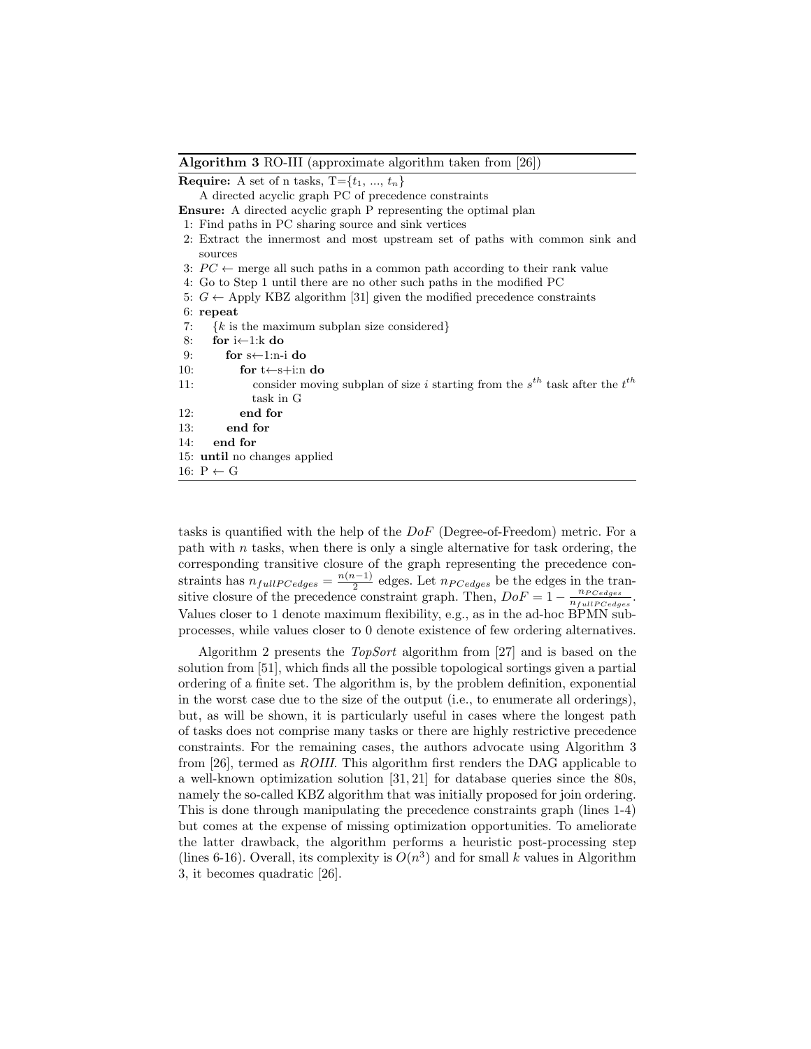**Algorithm 3** RO-III (approximate algorithm taken from [26])

**Require:** A set of n tasks, T={$t_1$, ..., $t_n$}
A directed acyclic graph PC of precedence constraints
**Ensure:** A directed acyclic graph P representing the optimal plan

```
1: Find paths in PC sharing source and sink vertices
2: Extract the innermost and most upstream set of paths with common sink and
   sources
3: PC ← merge all such paths in a common path according to their rank value
4: Go to Step 1 until there are no other such paths in the modified PC
5: G ← Apply KBZ algorithm [31] given the modified precedence constraints
6: repeat
7:    {k is the maximum subplan size considered}
8:    for i←1:k do
9:       for s←1:n-i do
10:         for t←s+i:n do
11:            consider moving subplan of size i starting from the s^th task after the t^th
               task in G
12:         end for
13:      end for
14:   end for
15: until no changes applied
16: P ← G
```

tasks is quantified with the help of the *DoF* (Degree-of-Freedom) metric. For a path with $n$ tasks, when there is only a single alternative for task ordering, the corresponding transitive closure of the graph representing the precedence constraints has $n_{fullPCedges} = \frac{n(n-1)}{2}$ edges. Let $n_{PCedges}$ be the edges in the transitive closure of the precedence constraint graph. Then, $DoF = 1 - \frac{n_{PCedges}}{n_{fullPCedges}}$. Values closer to 1 denote maximum flexibility, e.g., as in the ad-hoc BPMN subprocesses, while values closer to 0 denote existence of few ordering alternatives.

Algorithm 2 presents the *TopSort* algorithm from [27] and is based on the solution from [51], which finds all the possible topological sortings given a partial ordering of a finite set. The algorithm is, by the problem definition, exponential in the worst case due to the size of the output (i.e., to enumerate all orderings), but, as will be shown, it is particularly useful in cases where the longest path of tasks does not comprise many tasks or there are highly restrictive precedence constraints. For the remaining cases, the authors advocate using Algorithm 3 from [26], termed as *ROIII*. This algorithm first renders the DAG applicable to a well-known optimization solution [31, 21] for database queries since the 80s, namely the so-called KBZ algorithm that was initially proposed for join ordering. This is done through manipulating the precedence constraints graph (lines 1-4) but comes at the expense of missing optimization opportunities. To ameliorate the latter drawback, the algorithm performs a heuristic post-processing step (lines 6-16). Overall, its complexity is $O(n^3)$ and for small $k$ values in Algorithm 3, it becomes quadratic [26].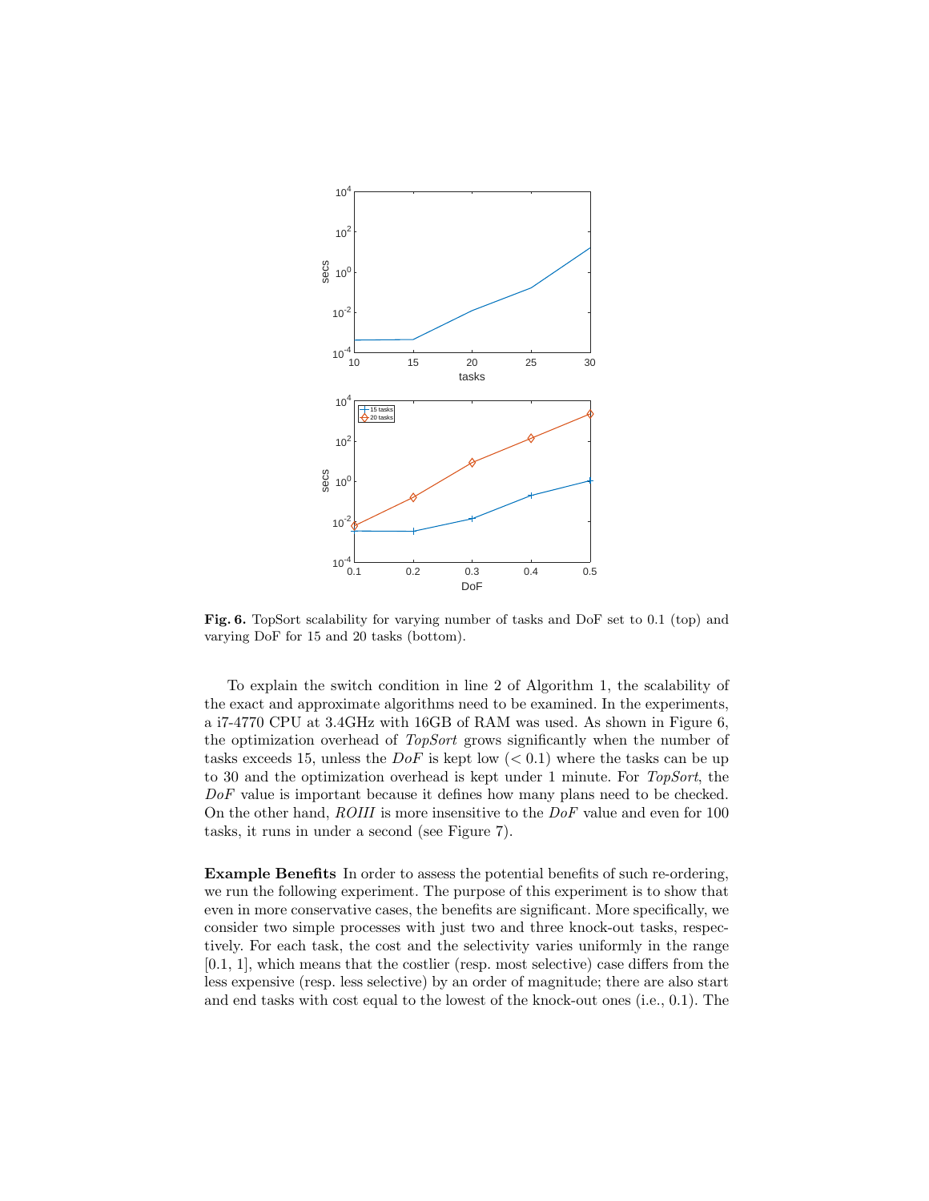**Fig. 6.** TopSort scalability for varying number of tasks and DoF set to 0.1 (top) and varying DoF for 15 and 20 tasks (bottom).

To explain the switch condition in line 2 of Algorithm 1, the scalability of the exact and approximate algorithms need to be examined. In the experiments, a i7-4770 CPU at 3.4GHz with 16GB of RAM was used. As shown in Figure 6, the optimization overhead of *TopSort* grows significantly when the number of tasks exceeds 15, unless the *DoF* is kept low ($< 0.1$) where the tasks can be up to 30 and the optimization overhead is kept under 1 minute. For *TopSort*, the *DoF* value is important because it defines how many plans need to be checked. On the other hand, *ROIII* is more insensitive to the *DoF* value and even for 100 tasks, it runs in under a second (see Figure 7).

**Example Benefits** In order to assess the potential benefits of such re-ordering, we run the following experiment. The purpose of this experiment is to show that even in more conservative cases, the benefits are significant. More specifically, we consider two simple processes with just two and three knock-out tasks, respectively. For each task, the cost and the selectivity varies uniformly in the range [0.1, 1], which means that the costlier (resp. most selective) case differs from the less expensive (resp. less selective) by an order of magnitude; there are also start and end tasks with cost equal to the lowest of the knock-out ones (i.e., 0.1). The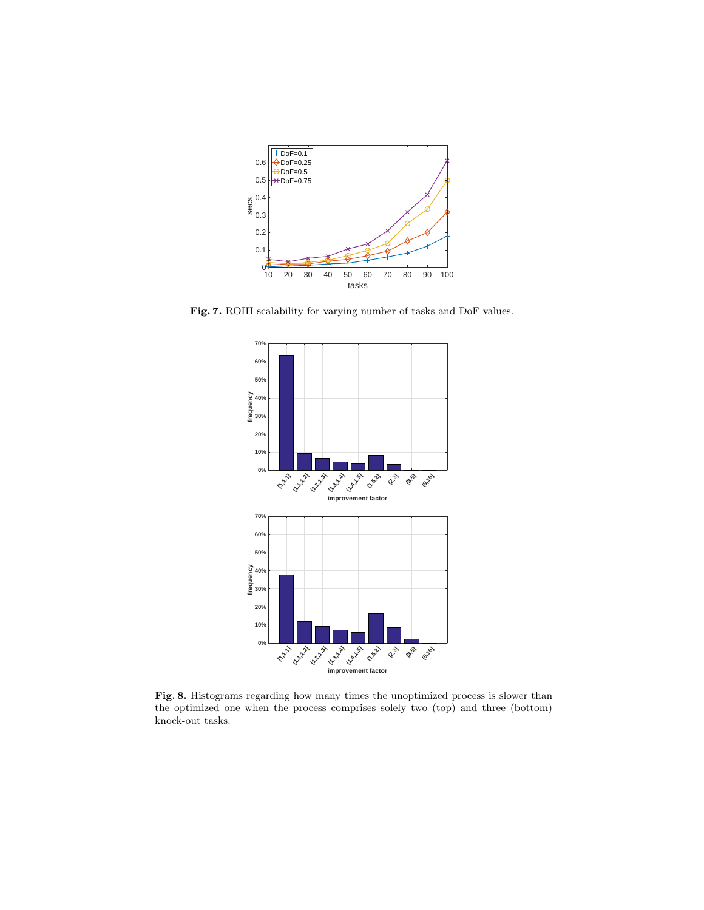**Fig. 7.** ROIII scalability for varying number of tasks and DoF values.

**Fig. 8.** Histograms regarding how many times the unoptimized process is slower than the optimized one when the process comprises solely two (top) and three (bottom) knock-out tasks.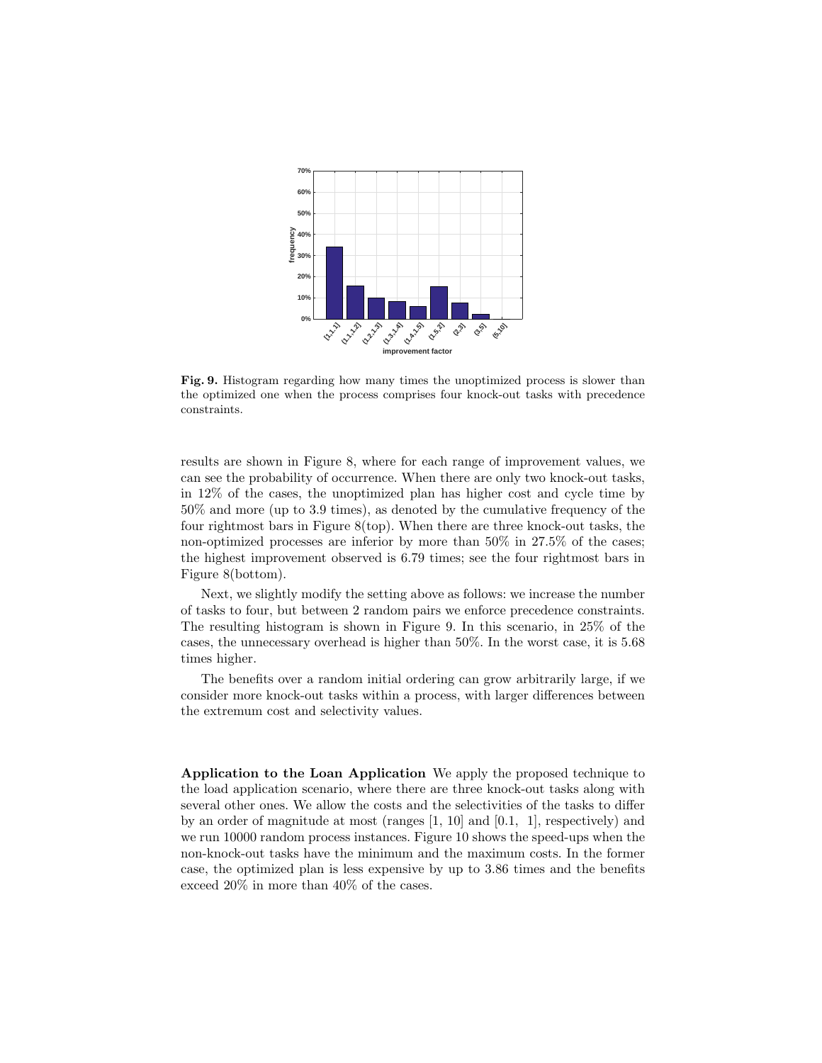**Fig. 9.** Histogram regarding how many times the unoptimized process is slower than the optimized one when the process comprises four knock-out tasks with precedence constraints.

results are shown in Figure 8, where for each range of improvement values, we can see the probability of occurrence. When there are only two knock-out tasks, in 12% of the cases, the unoptimized plan has higher cost and cycle time by 50% and more (up to 3.9 times), as denoted by the cumulative frequency of the four rightmost bars in Figure 8(top). When there are three knock-out tasks, the non-optimized processes are inferior by more than 50% in 27.5% of the cases; the highest improvement observed is 6.79 times; see the four rightmost bars in Figure 8(bottom).

Next, we slightly modify the setting above as follows: we increase the number of tasks to four, but between 2 random pairs we enforce precedence constraints. The resulting histogram is shown in Figure 9. In this scenario, in 25% of the cases, the unnecessary overhead is higher than 50%. In the worst case, it is 5.68 times higher.

The benefits over a random initial ordering can grow arbitrarily large, if we consider more knock-out tasks within a process, with larger differences between the extremum cost and selectivity values.

**Application to the Loan Application** We apply the proposed technique to the load application scenario, where there are three knock-out tasks along with several other ones. We allow the costs and the selectivities of the tasks to differ by an order of magnitude at most (ranges [1, 10] and [0.1, 1], respectively) and we run 10000 random process instances. Figure 10 shows the speed-ups when the non-knock-out tasks have the minimum and the maximum costs. In the former case, the optimized plan is less expensive by up to 3.86 times and the benefits exceed 20% in more than 40% of the cases.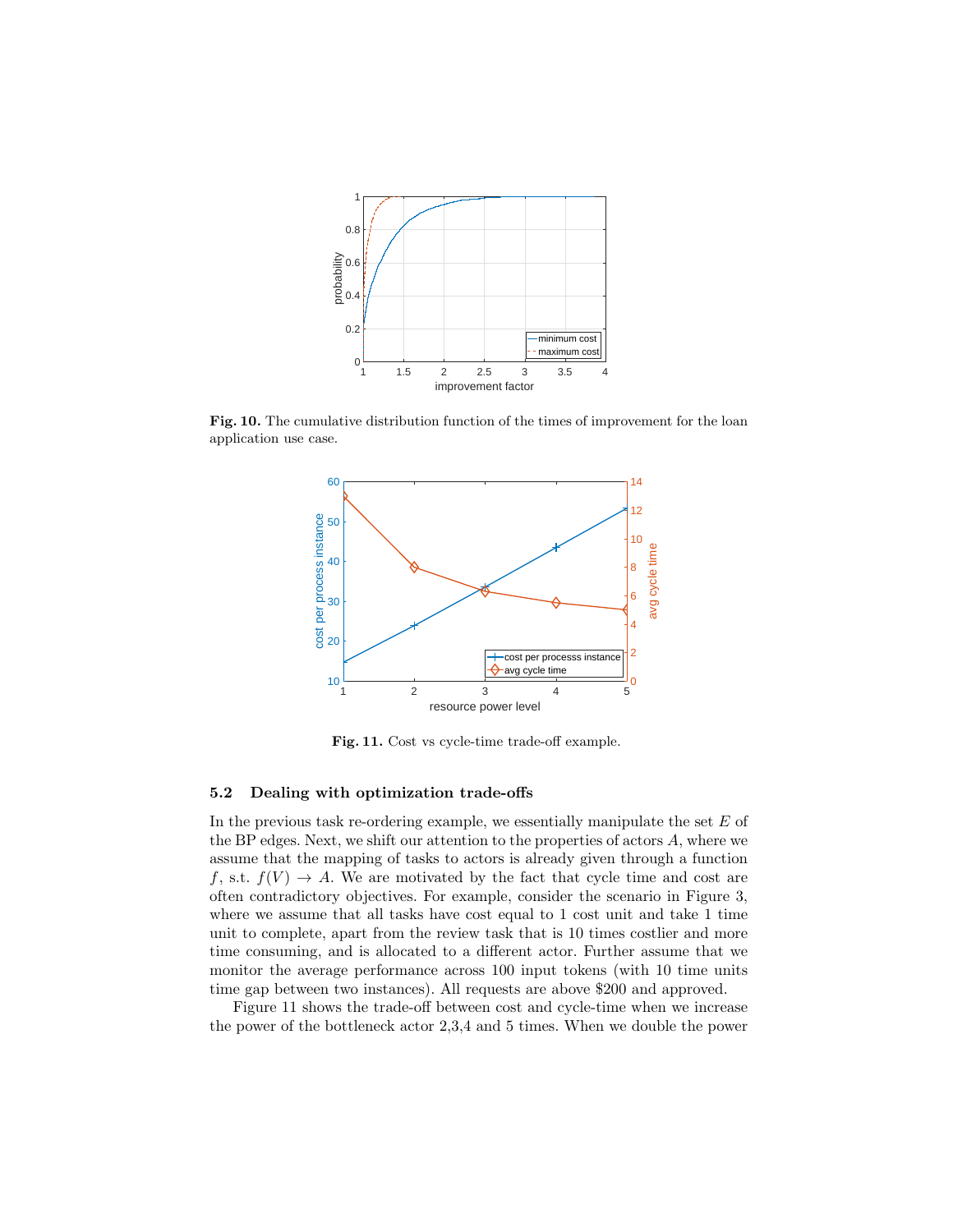**Fig. 10.** The cumulative distribution function of the times of improvement for the loan application use case.

**Fig. 11.** Cost vs cycle-time trade-off example.

### 5.2 Dealing with optimization trade-offs

In the previous task re-ordering example, we essentially manipulate the set $E$ of the BP edges. Next, we shift our attention to the properties of actors $A$, where we assume that the mapping of tasks to actors is already given through a function $f$, s.t. $f(V) \rightarrow A$. We are motivated by the fact that cycle time and cost are often contradictory objectives. For example, consider the scenario in Figure 3, where we assume that all tasks have cost equal to 1 cost unit and take 1 time unit to complete, apart from the review task that is 10 times costlier and more time consuming, and is allocated to a different actor. Further assume that we monitor the average performance across 100 input tokens (with 10 time units time gap between two instances). All requests are above \$200 and approved.

Figure 11 shows the trade-off between cost and cycle-time when we increase the power of the bottleneck actor 2,3,4 and 5 times. When we double the power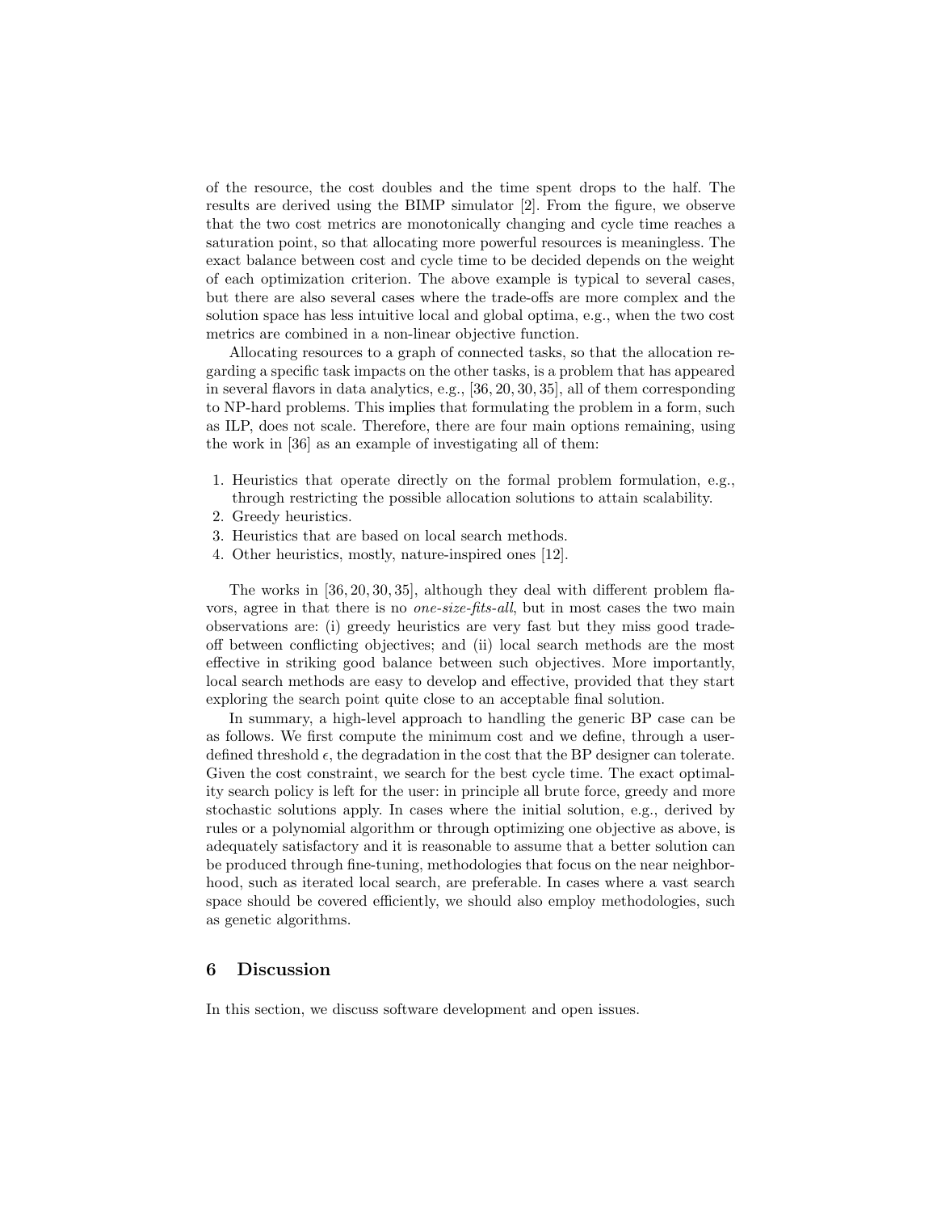of the resource, the cost doubles and the time spent drops to the half. The results are derived using the BIMP simulator [2]. From the figure, we observe that the two cost metrics are monotonically changing and cycle time reaches a saturation point, so that allocating more powerful resources is meaningless. The exact balance between cost and cycle time to be decided depends on the weight of each optimization criterion. The above example is typical to several cases, but there are also several cases where the trade-offs are more complex and the solution space has less intuitive local and global optima, e.g., when the two cost metrics are combined in a non-linear objective function.

Allocating resources to a graph of connected tasks, so that the allocation regarding a specific task impacts on the other tasks, is a problem that has appeared in several flavors in data analytics, e.g., [36, 20, 30, 35], all of them corresponding to NP-hard problems. This implies that formulating the problem in a form, such as ILP, does not scale. Therefore, there are four main options remaining, using the work in [36] as an example of investigating all of them:

1. Heuristics that operate directly on the formal problem formulation, e.g., through restricting the possible allocation solutions to attain scalability.
2. Greedy heuristics.
3. Heuristics that are based on local search methods.
4. Other heuristics, mostly, nature-inspired ones [12].

The works in [36, 20, 30, 35], although they deal with different problem flavors, agree in that there is no *one-size-fits-all*, but in most cases the two main observations are: (i) greedy heuristics are very fast but they miss good trade-off between conflicting objectives; and (ii) local search methods are the most effective in striking good balance between such objectives. More importantly, local search methods are easy to develop and effective, provided that they start exploring the search point quite close to an acceptable final solution.

In summary, a high-level approach to handling the generic BP case can be as follows. We first compute the minimum cost and we define, through a user-defined threshold $\epsilon$, the degradation in the cost that the BP designer can tolerate. Given the cost constraint, we search for the best cycle time. The exact optimality search policy is left for the user: in principle all brute force, greedy and more stochastic solutions apply. In cases where the initial solution, e.g., derived by rules or a polynomial algorithm or through optimizing one objective as above, is adequately satisfactory and it is reasonable to assume that a better solution can be produced through fine-tuning, methodologies that focus on the near neighborhood, such as iterated local search, are preferable. In cases where a vast search space should be covered efficiently, we should also employ methodologies, such as genetic algorithms.

## 6 Discussion

In this section, we discuss software development and open issues.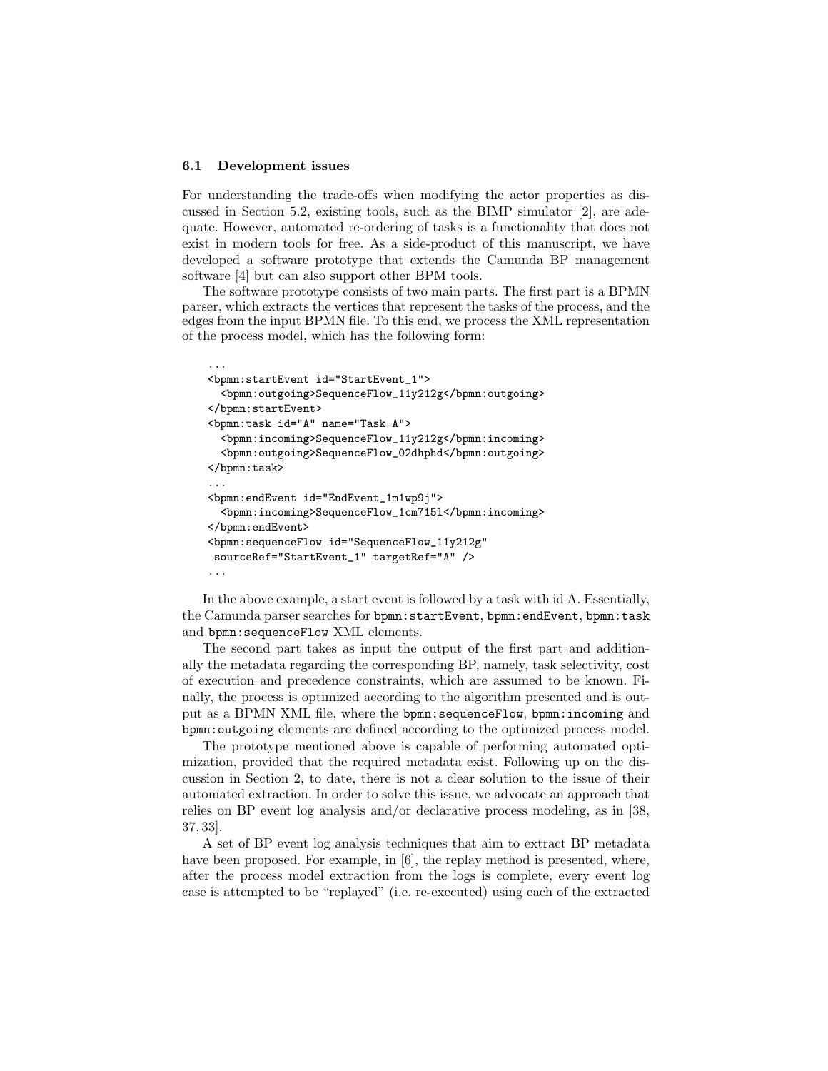### 6.1 Development issues

For understanding the trade-offs when modifying the actor properties as discussed in Section 5.2, existing tools, such as the BIMP simulator [2], are adequate. However, automated re-ordering of tasks is a functionality that does not exist in modern tools for free. As a side-product of this manuscript, we have developed a software prototype that extends the Camunda BP management software [4] but can also support other BPM tools.

The software prototype consists of two main parts. The first part is a BPMN parser, which extracts the vertices that represent the tasks of the process, and the edges from the input BPMN file. To this end, we process the XML representation of the process model, which has the following form:

```
...
<bpmn:startEvent id="StartEvent_1">
  <bpmn:outgoing>SequenceFlow_11y212g</bpmn:outgoing>
</bpmn:startEvent>
<bpmn:task id="A" name="Task A">
  <bpmn:incoming>SequenceFlow_11y212g</bpmn:incoming>
  <bpmn:outgoing>SequenceFlow_02dhphd</bpmn:outgoing>
</bpmn:task>
...
<bpmn:endEvent id="EndEvent_1m1wp9j">
  <bpmn:incoming>SequenceFlow_1cm715l</bpmn:incoming>
</bpmn:endEvent>
<bpmn:sequenceFlow id="SequenceFlow_11y212g"
 sourceRef="StartEvent_1" targetRef="A" />
...
```

In the above example, a start event is followed by a task with id A. Essentially, the Camunda parser searches for `bpmn:startEvent`, `bpmn:endEvent`, `bpmn:task` and `bpmn:sequenceFlow` XML elements.

The second part takes as input the output of the first part and additionally the metadata regarding the corresponding BP, namely, task selectivity, cost of execution and precedence constraints, which are assumed to be known. Finally, the process is optimized according to the algorithm presented and is output as a BPMN XML file, where the `bpmn:sequenceFlow`, `bpmn:incoming` and `bpmn:outgoing` elements are defined according to the optimized process model.

The prototype mentioned above is capable of performing automated optimization, provided that the required metadata exist. Following up on the discussion in Section 2, to date, there is not a clear solution to the issue of their automated extraction. In order to solve this issue, we advocate an approach that relies on BP event log analysis and/or declarative process modeling, as in [38, 37, 33].

A set of BP event log analysis techniques that aim to extract BP metadata have been proposed. For example, in [6], the replay method is presented, where, after the process model extraction from the logs is complete, every event log case is attempted to be "replayed" (i.e. re-executed) using each of the extracted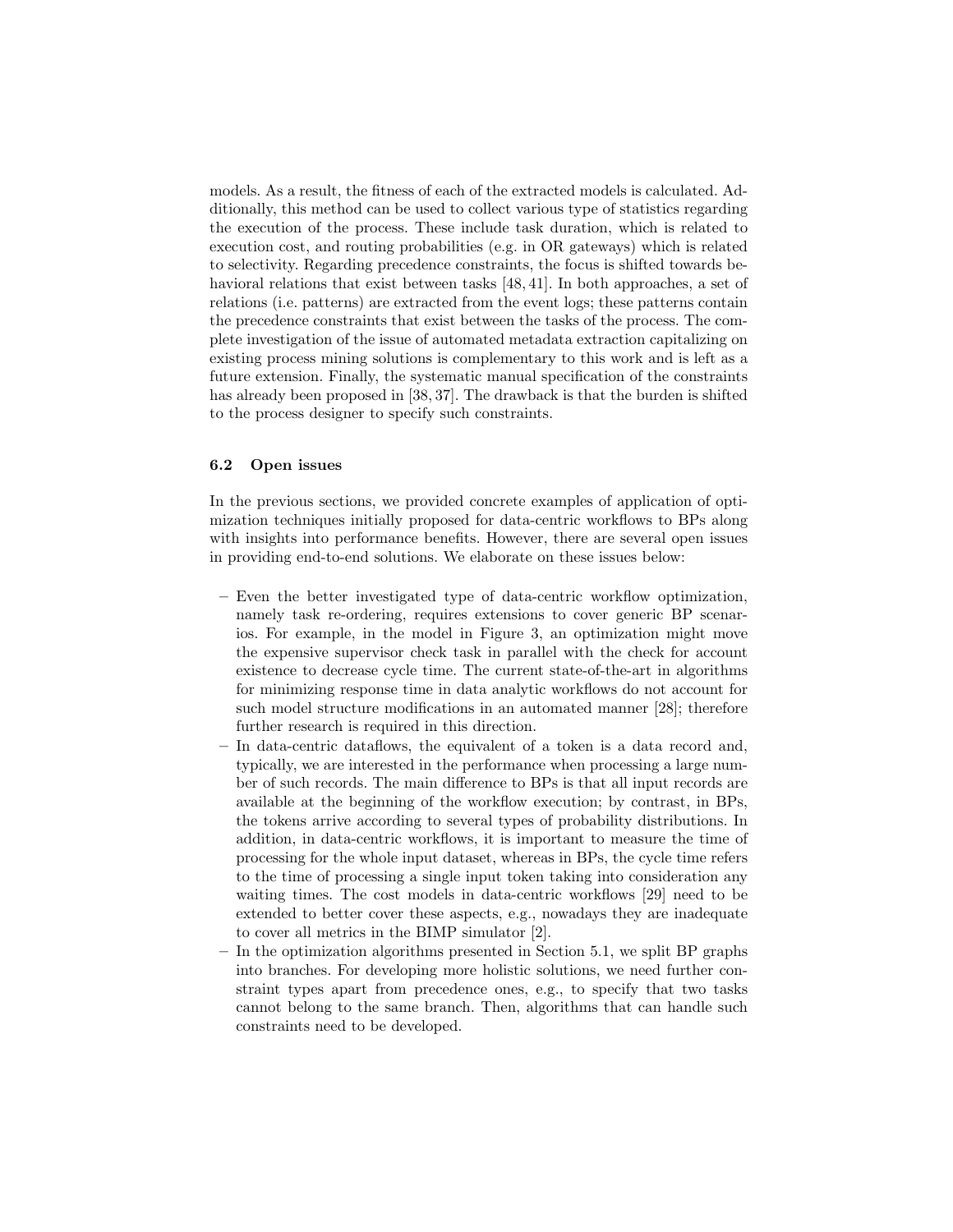models. As a result, the fitness of each of the extracted models is calculated. Additionally, this method can be used to collect various type of statistics regarding the execution of the process. These include task duration, which is related to execution cost, and routing probabilities (e.g. in OR gateways) which is related to selectivity. Regarding precedence constraints, the focus is shifted towards behavioral relations that exist between tasks [48, 41]. In both approaches, a set of relations (i.e. patterns) are extracted from the event logs; these patterns contain the precedence constraints that exist between the tasks of the process. The complete investigation of the issue of automated metadata extraction capitalizing on existing process mining solutions is complementary to this work and is left as a future extension. Finally, the systematic manual specification of the constraints has already been proposed in [38, 37]. The drawback is that the burden is shifted to the process designer to specify such constraints.

### 6.2 Open issues

In the previous sections, we provided concrete examples of application of optimization techniques initially proposed for data-centric workflows to BPs along with insights into performance benefits. However, there are several open issues in providing end-to-end solutions. We elaborate on these issues below:

- Even the better investigated type of data-centric workflow optimization, namely task re-ordering, requires extensions to cover generic BP scenarios. For example, in the model in Figure 3, an optimization might move the expensive supervisor check task in parallel with the check for account existence to decrease cycle time. The current state-of-the-art in algorithms for minimizing response time in data analytic workflows do not account for such model structure modifications in an automated manner [28]; therefore further research is required in this direction.
- In data-centric dataflows, the equivalent of a token is a data record and, typically, we are interested in the performance when processing a large number of such records. The main difference to BPs is that all input records are available at the beginning of the workflow execution; by contrast, in BPs, the tokens arrive according to several types of probability distributions. In addition, in data-centric workflows, it is important to measure the time of processing for the whole input dataset, whereas in BPs, the cycle time refers to the time of processing a single input token taking into consideration any waiting times. The cost models in data-centric workflows [29] need to be extended to better cover these aspects, e.g., nowadays they are inadequate to cover all metrics in the BIMP simulator [2].
- In the optimization algorithms presented in Section 5.1, we split BP graphs into branches. For developing more holistic solutions, we need further constraint types apart from precedence ones, e.g., to specify that two tasks cannot belong to the same branch. Then, algorithms that can handle such constraints need to be developed.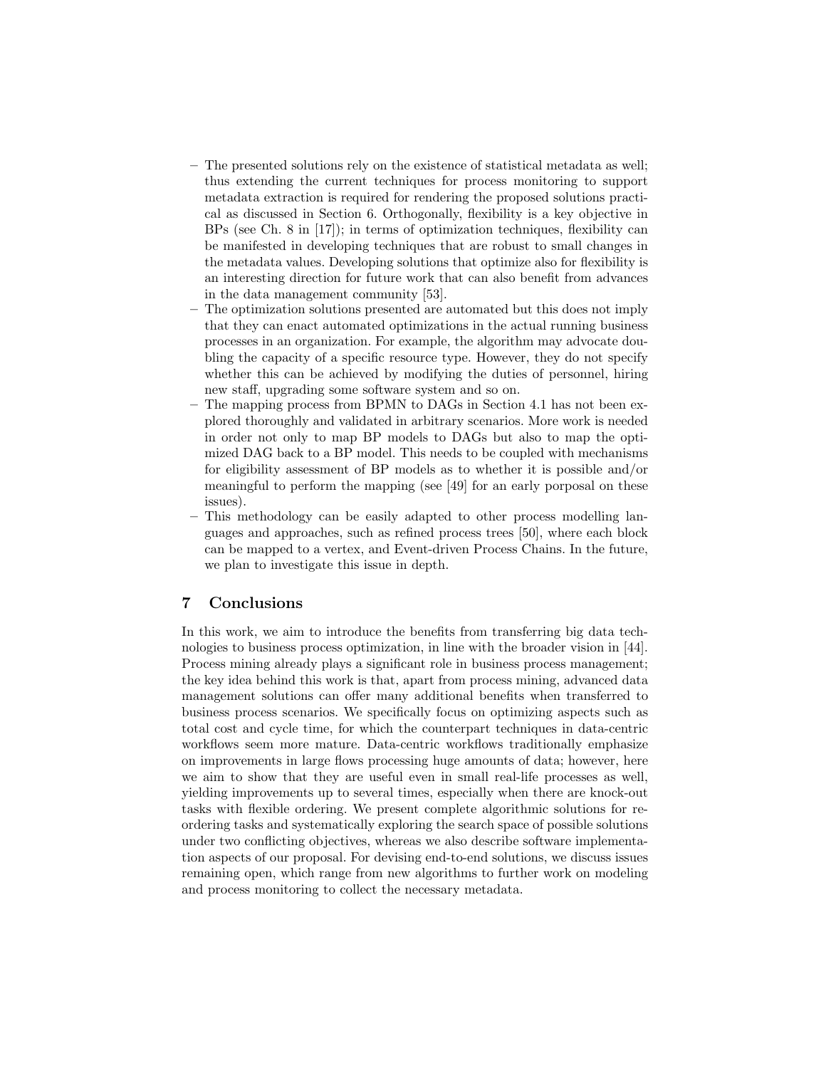- The presented solutions rely on the existence of statistical metadata as well; thus extending the current techniques for process monitoring to support metadata extraction is required for rendering the proposed solutions practical as discussed in Section 6. Orthogonally, flexibility is a key objective in BPs (see Ch. 8 in [17]); in terms of optimization techniques, flexibility can be manifested in developing techniques that are robust to small changes in the metadata values. Developing solutions that optimize also for flexibility is an interesting direction for future work that can also benefit from advances in the data management community [53].
- The optimization solutions presented are automated but this does not imply that they can enact automated optimizations in the actual running business processes in an organization. For example, the algorithm may advocate doubling the capacity of a specific resource type. However, they do not specify whether this can be achieved by modifying the duties of personnel, hiring new staff, upgrading some software system and so on.
- The mapping process from BPMN to DAGs in Section 4.1 has not been explored thoroughly and validated in arbitrary scenarios. More work is needed in order not only to map BP models to DAGs but also to map the optimized DAG back to a BP model. This needs to be coupled with mechanisms for eligibility assessment of BP models as to whether it is possible and/or meaningful to perform the mapping (see [49] for an early porposal on these issues).
- This methodology can be easily adapted to other process modelling languages and approaches, such as refined process trees [50], where each block can be mapped to a vertex, and Event-driven Process Chains. In the future, we plan to investigate this issue in depth.

## 7 Conclusions

In this work, we aim to introduce the benefits from transferring big data technologies to business process optimization, in line with the broader vision in [44]. Process mining already plays a significant role in business process management; the key idea behind this work is that, apart from process mining, advanced data management solutions can offer many additional benefits when transferred to business process scenarios. We specifically focus on optimizing aspects such as total cost and cycle time, for which the counterpart techniques in data-centric workflows seem more mature. Data-centric workflows traditionally emphasize on improvements in large flows processing huge amounts of data; however, here we aim to show that they are useful even in small real-life processes as well, yielding improvements up to several times, especially when there are knock-out tasks with flexible ordering. We present complete algorithmic solutions for reordering tasks and systematically exploring the search space of possible solutions under two conflicting objectives, whereas we also describe software implementation aspects of our proposal. For devising end-to-end solutions, we discuss issues remaining open, which range from new algorithms to further work on modeling and process monitoring to collect the necessary metadata.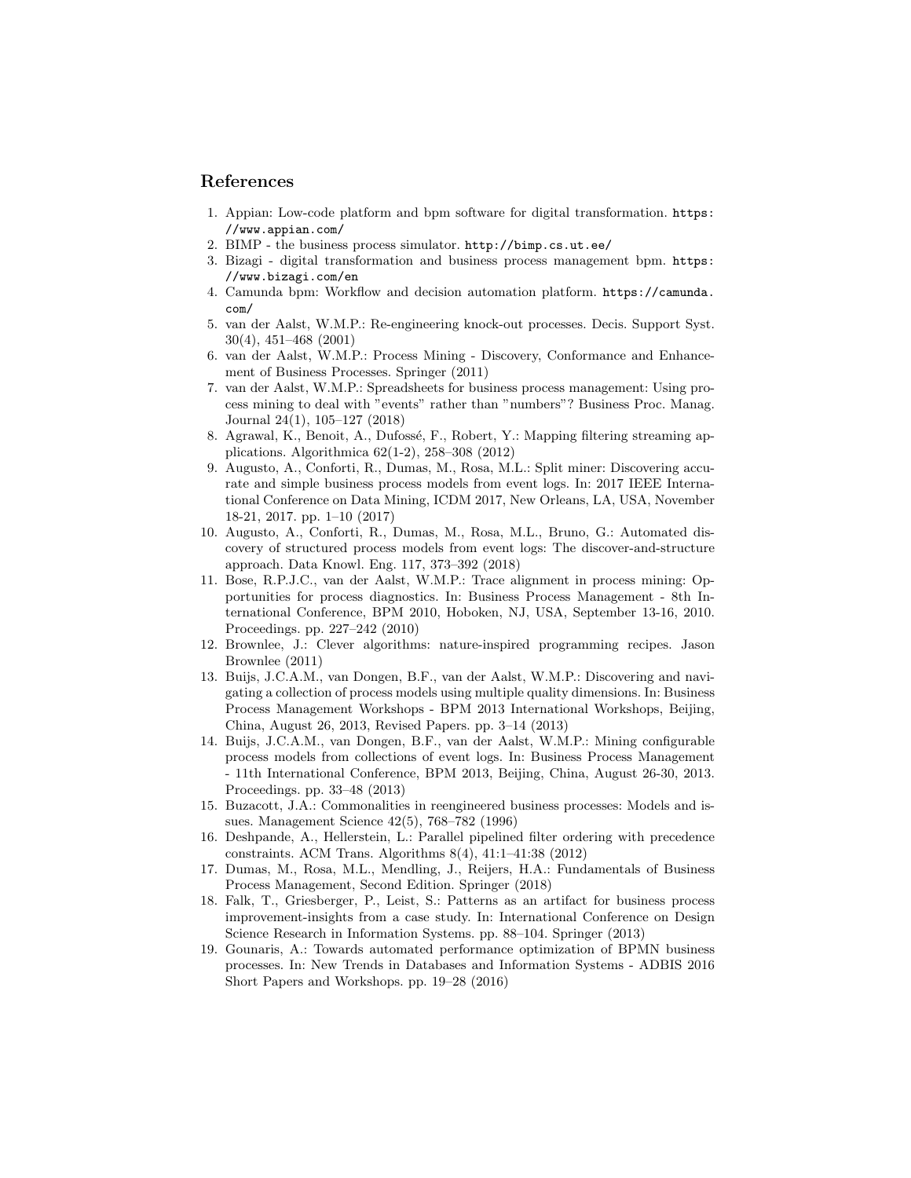## References

1. Appian: Low-code platform and bpm software for digital transformation. https://www.appian.com/
2. BIMP - the business process simulator. http://bimp.cs.ut.ee/
3. Bizagi - digital transformation and business process management bpm. https://www.bizagi.com/en
4. Camunda bpm: Workflow and decision automation platform. https://camunda.com/
5. van der Aalst, W.M.P.: Re-engineering knock-out processes. Decis. Support Syst. 30(4), 451–468 (2001)
6. van der Aalst, W.M.P.: Process Mining - Discovery, Conformance and Enhancement of Business Processes. Springer (2011)
7. van der Aalst, W.M.P.: Spreadsheets for business process management: Using process mining to deal with "events" rather than "numbers"? Business Proc. Manag. Journal 24(1), 105–127 (2018)
8. Agrawal, K., Benoit, A., Dufossé, F., Robert, Y.: Mapping filtering streaming applications. Algorithmica 62(1-2), 258–308 (2012)
9. Augusto, A., Conforti, R., Dumas, M., Rosa, M.L.: Split miner: Discovering accurate and simple business process models from event logs. In: 2017 IEEE International Conference on Data Mining, ICDM 2017, New Orleans, LA, USA, November 18-21, 2017. pp. 1–10 (2017)
10. Augusto, A., Conforti, R., Dumas, M., Rosa, M.L., Bruno, G.: Automated discovery of structured process models from event logs: The discover-and-structure approach. Data Knowl. Eng. 117, 373–392 (2018)
11. Bose, R.P.J.C., van der Aalst, W.M.P.: Trace alignment in process mining: Opportunities for process diagnostics. In: Business Process Management - 8th International Conference, BPM 2010, Hoboken, NJ, USA, September 13-16, 2010. Proceedings. pp. 227–242 (2010)
12. Brownlee, J.: Clever algorithms: nature-inspired programming recipes. Jason Brownlee (2011)
13. Buijs, J.C.A.M., van Dongen, B.F., van der Aalst, W.M.P.: Discovering and navigating a collection of process models using multiple quality dimensions. In: Business Process Management Workshops - BPM 2013 International Workshops, Beijing, China, August 26, 2013, Revised Papers. pp. 3–14 (2013)
14. Buijs, J.C.A.M., van Dongen, B.F., van der Aalst, W.M.P.: Mining configurable process models from collections of event logs. In: Business Process Management - 11th International Conference, BPM 2013, Beijing, China, August 26-30, 2013. Proceedings. pp. 33–48 (2013)
15. Buzacott, J.A.: Commonalities in reengineered business processes: Models and issues. Management Science 42(5), 768–782 (1996)
16. Deshpande, A., Hellerstein, L.: Parallel pipelined filter ordering with precedence constraints. ACM Trans. Algorithms 8(4), 41:1–41:38 (2012)
17. Dumas, M., Rosa, M.L., Mendling, J., Reijers, H.A.: Fundamentals of Business Process Management, Second Edition. Springer (2018)
18. Falk, T., Griesberger, P., Leist, S.: Patterns as an artifact for business process improvement-insights from a case study. In: International Conference on Design Science Research in Information Systems. pp. 88–104. Springer (2013)
19. Gounaris, A.: Towards automated performance optimization of BPMN business processes. In: New Trends in Databases and Information Systems - ADBIS 2016 Short Papers and Workshops. pp. 19–28 (2016)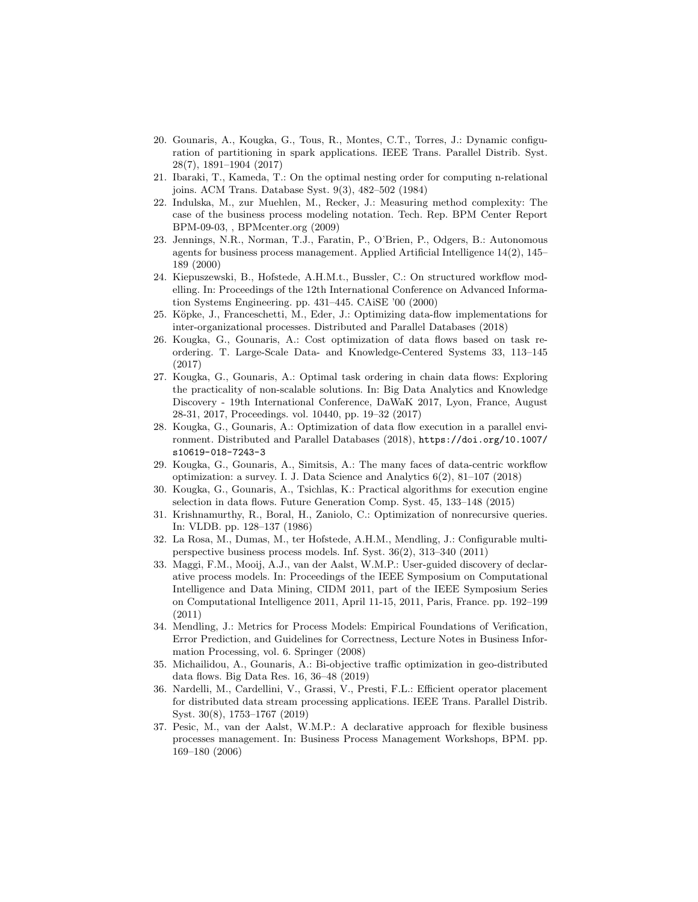20. Gounaris, A., Kougka, G., Tous, R., Montes, C.T., Torres, J.: Dynamic configuration of partitioning in spark applications. IEEE Trans. Parallel Distrib. Syst. 28(7), 1891–1904 (2017)
21. Ibaraki, T., Kameda, T.: On the optimal nesting order for computing n-relational joins. ACM Trans. Database Syst. 9(3), 482–502 (1984)
22. Indulska, M., zur Muehlen, M., Recker, J.: Measuring method complexity: The case of the business process modeling notation. Tech. Rep. BPM Center Report BPM-09-03, , BPMcenter.org (2009)
23. Jennings, N.R., Norman, T.J., Faratin, P., O'Brien, P., Odgers, B.: Autonomous agents for business process management. Applied Artificial Intelligence 14(2), 145–189 (2000)
24. Kiepuszewski, B., Hofstede, A.H.M.t., Bussler, C.: On structured workflow modelling. In: Proceedings of the 12th International Conference on Advanced Information Systems Engineering. pp. 431–445. CAiSE '00 (2000)
25. Köpke, J., Franceschetti, M., Eder, J.: Optimizing data-flow implementations for inter-organizational processes. Distributed and Parallel Databases (2018)
26. Kougka, G., Gounaris, A.: Cost optimization of data flows based on task re-ordering. T. Large-Scale Data- and Knowledge-Centered Systems 33, 113–145 (2017)
27. Kougka, G., Gounaris, A.: Optimal task ordering in chain data flows: Exploring the practicality of non-scalable solutions. In: Big Data Analytics and Knowledge Discovery - 19th International Conference, DaWaK 2017, Lyon, France, August 28-31, 2017, Proceedings. vol. 10440, pp. 19–32 (2017)
28. Kougka, G., Gounaris, A.: Optimization of data flow execution in a parallel environment. Distributed and Parallel Databases (2018), https://doi.org/10.1007/s10619-018-7243-3
29. Kougka, G., Gounaris, A., Simitsis, A.: The many faces of data-centric workflow optimization: a survey. I. J. Data Science and Analytics 6(2), 81–107 (2018)
30. Kougka, G., Gounaris, A., Tsichlas, K.: Practical algorithms for execution engine selection in data flows. Future Generation Comp. Syst. 45, 133–148 (2015)
31. Krishnamurthy, R., Boral, H., Zaniolo, C.: Optimization of nonrecursive queries. In: VLDB. pp. 128–137 (1986)
32. La Rosa, M., Dumas, M., ter Hofstede, A.H.M., Mendling, J.: Configurable multi-perspective business process models. Inf. Syst. 36(2), 313–340 (2011)
33. Maggi, F.M., Mooij, A.J., van der Aalst, W.M.P.: User-guided discovery of declarative process models. In: Proceedings of the IEEE Symposium on Computational Intelligence and Data Mining, CIDM 2011, part of the IEEE Symposium Series on Computational Intelligence 2011, April 11-15, 2011, Paris, France. pp. 192–199 (2011)
34. Mendling, J.: Metrics for Process Models: Empirical Foundations of Verification, Error Prediction, and Guidelines for Correctness, Lecture Notes in Business Information Processing, vol. 6. Springer (2008)
35. Michailidou, A., Gounaris, A.: Bi-objective traffic optimization in geo-distributed data flows. Big Data Res. 16, 36–48 (2019)
36. Nardelli, M., Cardellini, V., Grassi, V., Presti, F.L.: Efficient operator placement for distributed data stream processing applications. IEEE Trans. Parallel Distrib. Syst. 30(8), 1753–1767 (2019)
37. Pesic, M., van der Aalst, W.M.P.: A declarative approach for flexible business processes management. In: Business Process Management Workshops, BPM. pp. 169–180 (2006)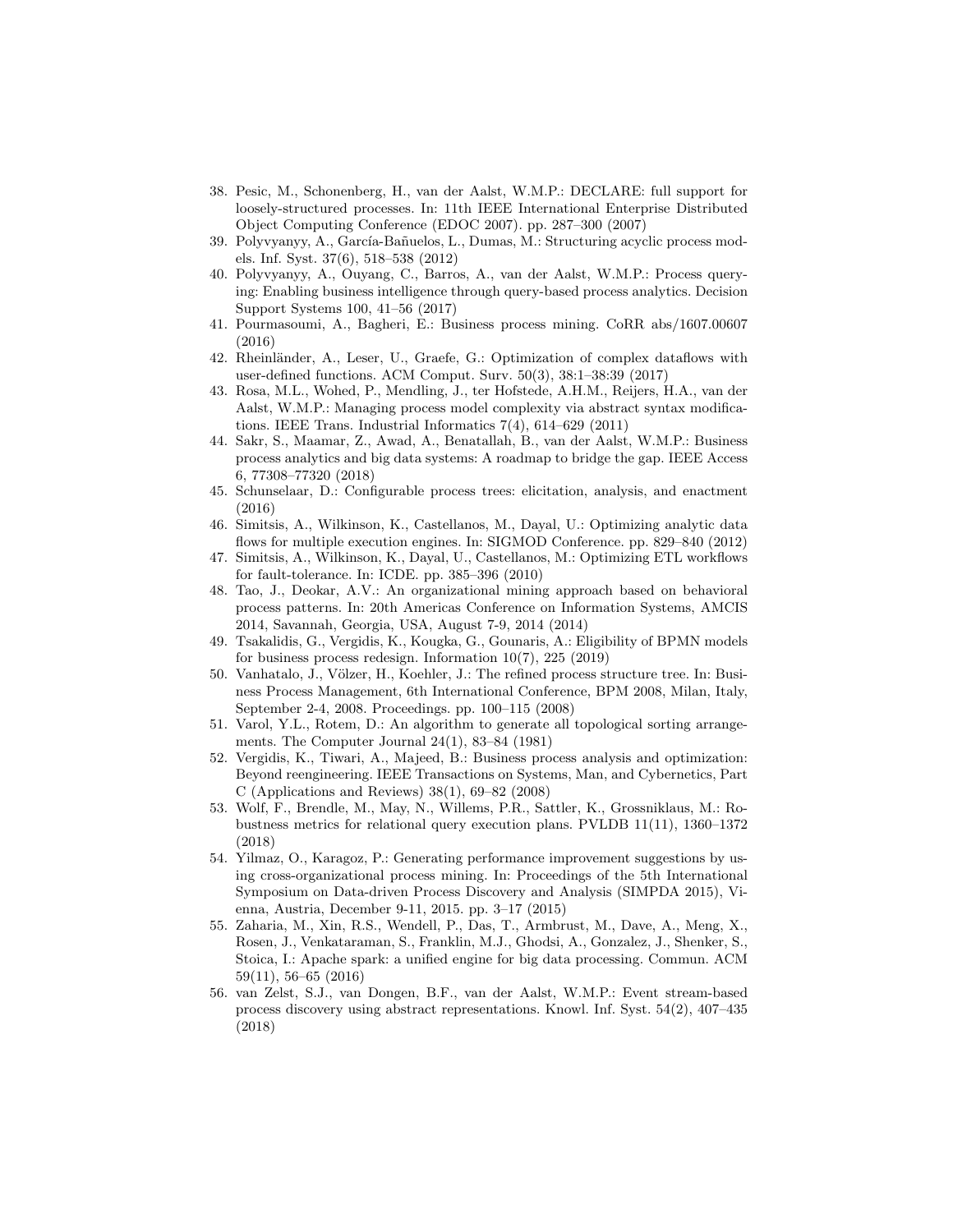38. Pesic, M., Schonenberg, H., van der Aalst, W.M.P.: DECLARE: full support for loosely-structured processes. In: 11th IEEE International Enterprise Distributed Object Computing Conference (EDOC 2007). pp. 287–300 (2007)
39. Polyvyanyy, A., García-Bañuelos, L., Dumas, M.: Structuring acyclic process models. Inf. Syst. 37(6), 518–538 (2012)
40. Polyvyanyy, A., Ouyang, C., Barros, A., van der Aalst, W.M.P.: Process querying: Enabling business intelligence through query-based process analytics. Decision Support Systems 100, 41–56 (2017)
41. Pourmasoumi, A., Bagheri, E.: Business process mining. CoRR abs/1607.00607 (2016)
42. Rheinländer, A., Leser, U., Graefe, G.: Optimization of complex dataflows with user-defined functions. ACM Comput. Surv. 50(3), 38:1–38:39 (2017)
43. Rosa, M.L., Wohed, P., Mendling, J., ter Hofstede, A.H.M., Reijers, H.A., van der Aalst, W.M.P.: Managing process model complexity via abstract syntax modifications. IEEE Trans. Industrial Informatics 7(4), 614–629 (2011)
44. Sakr, S., Maamar, Z., Awad, A., Benatallah, B., van der Aalst, W.M.P.: Business process analytics and big data systems: A roadmap to bridge the gap. IEEE Access 6, 77308–77320 (2018)
45. Schunselaar, D.: Configurable process trees: elicitation, analysis, and enactment (2016)
46. Simitsis, A., Wilkinson, K., Castellanos, M., Dayal, U.: Optimizing analytic data flows for multiple execution engines. In: SIGMOD Conference. pp. 829–840 (2012)
47. Simitsis, A., Wilkinson, K., Dayal, U., Castellanos, M.: Optimizing ETL workflows for fault-tolerance. In: ICDE. pp. 385–396 (2010)
48. Tao, J., Deokar, A.V.: An organizational mining approach based on behavioral process patterns. In: 20th Americas Conference on Information Systems, AMCIS 2014, Savannah, Georgia, USA, August 7-9, 2014 (2014)
49. Tsakalidis, G., Vergidis, K., Kougka, G., Gounaris, A.: Eligibility of BPMN models for business process redesign. Information 10(7), 225 (2019)
50. Vanhatalo, J., Völzer, H., Koehler, J.: The refined process structure tree. In: Business Process Management, 6th International Conference, BPM 2008, Milan, Italy, September 2-4, 2008. Proceedings. pp. 100–115 (2008)
51. Varol, Y.L., Rotem, D.: An algorithm to generate all topological sorting arrangements. The Computer Journal 24(1), 83–84 (1981)
52. Vergidis, K., Tiwari, A., Majeed, B.: Business process analysis and optimization: Beyond reengineering. IEEE Transactions on Systems, Man, and Cybernetics, Part C (Applications and Reviews) 38(1), 69–82 (2008)
53. Wolf, F., Brendle, M., May, N., Willems, P.R., Sattler, K., Grossniklaus, M.: Robustness metrics for relational query execution plans. PVLDB 11(11), 1360–1372 (2018)
54. Yilmaz, O., Karagoz, P.: Generating performance improvement suggestions by using cross-organizational process mining. In: Proceedings of the 5th International Symposium on Data-driven Process Discovery and Analysis (SIMPDA 2015), Vienna, Austria, December 9-11, 2015. pp. 3–17 (2015)
55. Zaharia, M., Xin, R.S., Wendell, P., Das, T., Armbrust, M., Dave, A., Meng, X., Rosen, J., Venkataraman, S., Franklin, M.J., Ghodsi, A., Gonzalez, J., Shenker, S., Stoica, I.: Apache spark: a unified engine for big data processing. Commun. ACM 59(11), 56–65 (2016)
56. van Zelst, S.J., van Dongen, B.F., van der Aalst, W.M.P.: Event stream-based process discovery using abstract representations. Knowl. Inf. Syst. 54(2), 407–435 (2018)